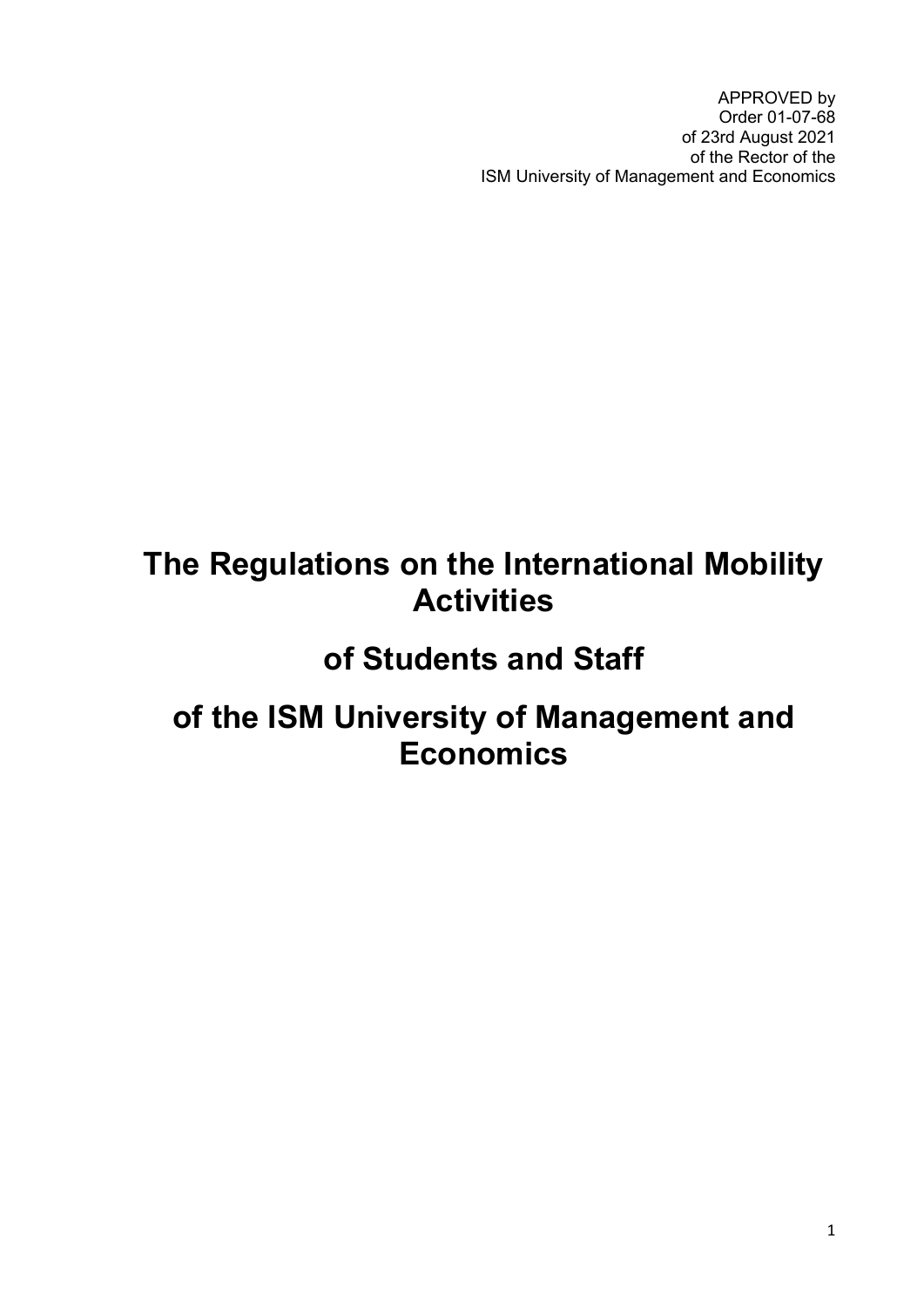APPROVED by
Order 01-07-68
of 23rd August 2021
of the Rector of the
ISM University of Management and Economics

# The Regulations on the International Mobility Activities

# of Students and Staff

# of the ISM University of Management and Economics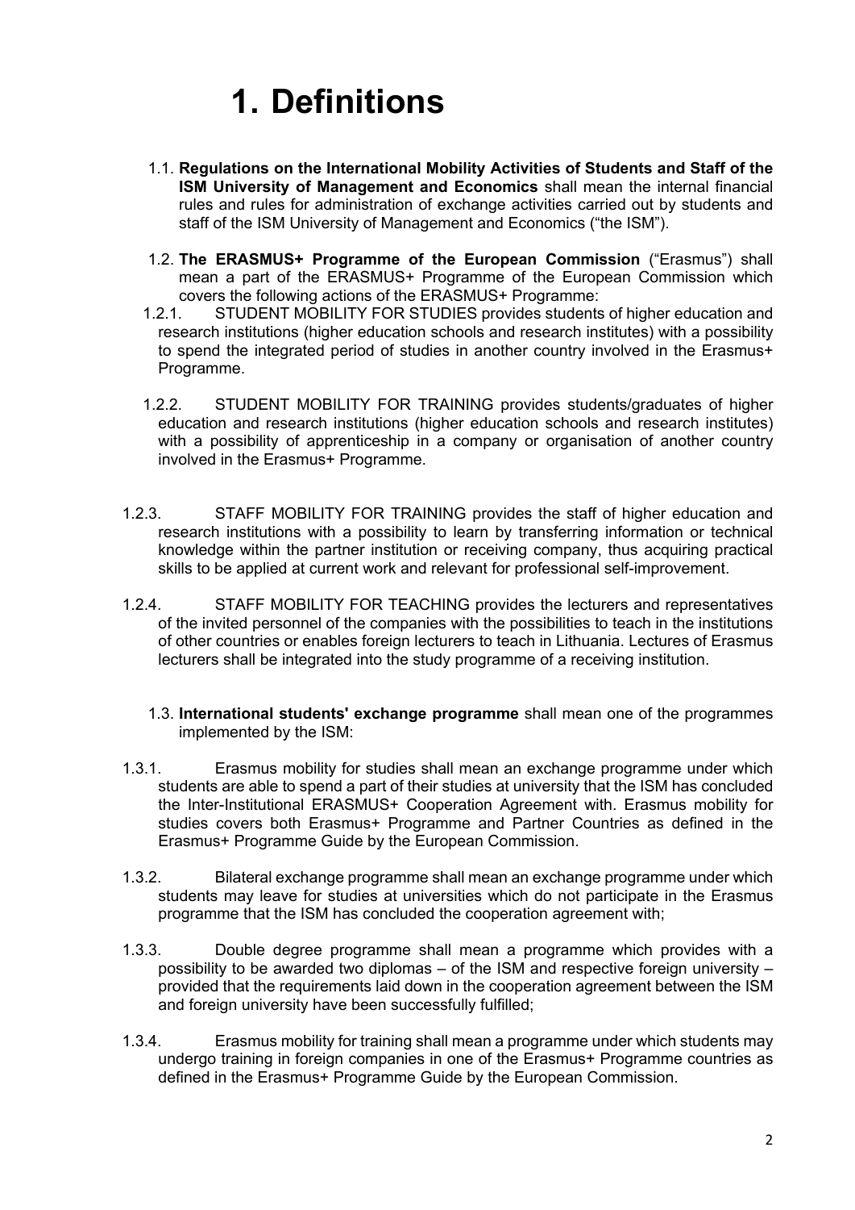# 1. Definitions

1.1. **Regulations on the International Mobility Activities of Students and Staff of the ISM University of Management and Economics** shall mean the internal financial rules and rules for administration of exchange activities carried out by students and staff of the ISM University of Management and Economics ("the ISM").

1.2. **The ERASMUS+ Programme of the European Commission** ("Erasmus") shall mean a part of the ERASMUS+ Programme of the European Commission which covers the following actions of the ERASMUS+ Programme:

1.2.1. STUDENT MOBILITY FOR STUDIES provides students of higher education and research institutions (higher education schools and research institutes) with a possibility to spend the integrated period of studies in another country involved in the Erasmus+ Programme.

1.2.2. STUDENT MOBILITY FOR TRAINING provides students/graduates of higher education and research institutions (higher education schools and research institutes) with a possibility of apprenticeship in a company or organisation of another country involved in the Erasmus+ Programme.

1.2.3. STAFF MOBILITY FOR TRAINING provides the staff of higher education and research institutions with a possibility to learn by transferring information or technical knowledge within the partner institution or receiving company, thus acquiring practical skills to be applied at current work and relevant for professional self-improvement.

1.2.4. STAFF MOBILITY FOR TEACHING provides the lecturers and representatives of the invited personnel of the companies with the possibilities to teach in the institutions of other countries or enables foreign lecturers to teach in Lithuania. Lectures of Erasmus lecturers shall be integrated into the study programme of a receiving institution.

1.3. **International students' exchange programme** shall mean one of the programmes implemented by the ISM:

1.3.1. Erasmus mobility for studies shall mean an exchange programme under which students are able to spend a part of their studies at university that the ISM has concluded the Inter-Institutional ERASMUS+ Cooperation Agreement with. Erasmus mobility for studies covers both Erasmus+ Programme and Partner Countries as defined in the Erasmus+ Programme Guide by the European Commission.

1.3.2. Bilateral exchange programme shall mean an exchange programme under which students may leave for studies at universities which do not participate in the Erasmus programme that the ISM has concluded the cooperation agreement with;

1.3.3. Double degree programme shall mean a programme which provides with a possibility to be awarded two diplomas – of the ISM and respective foreign university – provided that the requirements laid down in the cooperation agreement between the ISM and foreign university have been successfully fulfilled;

1.3.4. Erasmus mobility for training shall mean a programme under which students may undergo training in foreign companies in one of the Erasmus+ Programme countries as defined in the Erasmus+ Programme Guide by the European Commission.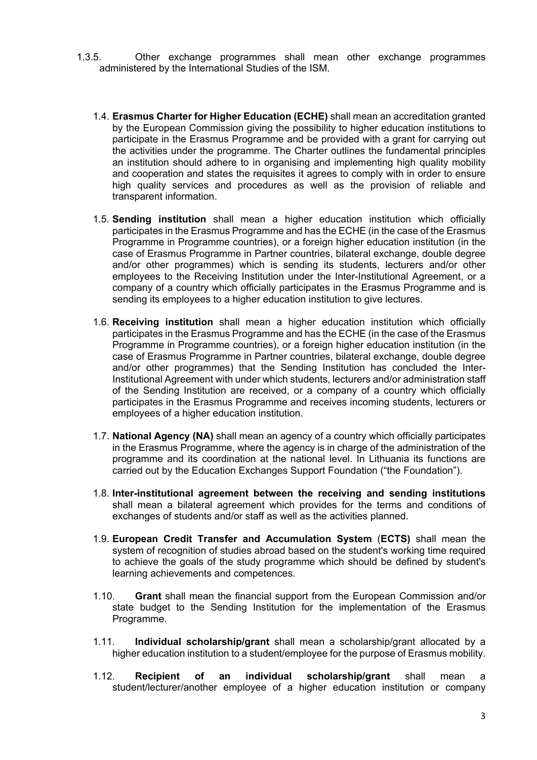1.3.5. Other exchange programmes shall mean other exchange programmes administered by the International Studies of the ISM.

1.4. **Erasmus Charter for Higher Education (ECHE)** shall mean an accreditation granted by the European Commission giving the possibility to higher education institutions to participate in the Erasmus Programme and be provided with a grant for carrying out the activities under the programme. The Charter outlines the fundamental principles an institution should adhere to in organising and implementing high quality mobility and cooperation and states the requisites it agrees to comply with in order to ensure high quality services and procedures as well as the provision of reliable and transparent information.

1.5. **Sending institution** shall mean a higher education institution which officially participates in the Erasmus Programme and has the ECHE (in the case of the Erasmus Programme in Programme countries), or a foreign higher education institution (in the case of Erasmus Programme in Partner countries, bilateral exchange, double degree and/or other programmes) which is sending its students, lecturers and/or other employees to the Receiving Institution under the Inter-Institutional Agreement, or a company of a country which officially participates in the Erasmus Programme and is sending its employees to a higher education institution to give lectures.

1.6. **Receiving institution** shall mean a higher education institution which officially participates in the Erasmus Programme and has the ECHE (in the case of the Erasmus Programme in Programme countries), or a foreign higher education institution (in the case of Erasmus Programme in Partner countries, bilateral exchange, double degree and/or other programmes) that the Sending Institution has concluded the Inter-Institutional Agreement with under which students, lecturers and/or administration staff of the Sending Institution are received, or a company of a country which officially participates in the Erasmus Programme and receives incoming students, lecturers or employees of a higher education institution.

1.7. **National Agency (NA)** shall mean an agency of a country which officially participates in the Erasmus Programme, where the agency is in charge of the administration of the programme and its coordination at the national level. In Lithuania its functions are carried out by the Education Exchanges Support Foundation ("the Foundation").

1.8. **Inter-institutional agreement between the receiving and sending institutions** shall mean a bilateral agreement which provides for the terms and conditions of exchanges of students and/or staff as well as the activities planned.

1.9. **European Credit Transfer and Accumulation System** (**ECTS)** shall mean the system of recognition of studies abroad based on the student's working time required to achieve the goals of the study programme which should be defined by student's learning achievements and competences.

1.10. **Grant** shall mean the financial support from the European Commission and/or state budget to the Sending Institution for the implementation of the Erasmus Programme.

1.11. **Individual scholarship/grant** shall mean a scholarship/grant allocated by a higher education institution to a student/employee for the purpose of Erasmus mobility.

1.12. **Recipient of an individual scholarship/grant** shall mean a student/lecturer/another employee of a higher education institution or company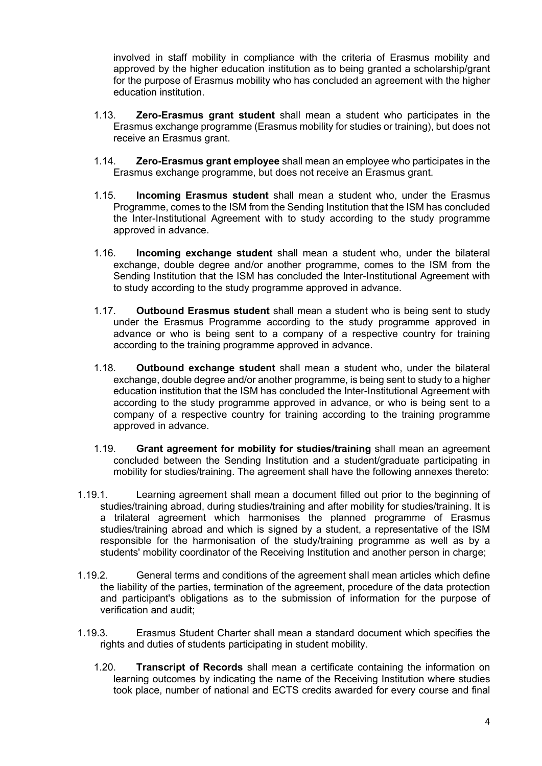involved in staff mobility in compliance with the criteria of Erasmus mobility and approved by the higher education institution as to being granted a scholarship/grant for the purpose of Erasmus mobility who has concluded an agreement with the higher education institution.

1.13. **Zero-Erasmus grant student** shall mean a student who participates in the Erasmus exchange programme (Erasmus mobility for studies or training), but does not receive an Erasmus grant.

1.14. **Zero-Erasmus grant employee** shall mean an employee who participates in the Erasmus exchange programme, but does not receive an Erasmus grant.

1.15. **Incoming Erasmus student** shall mean a student who, under the Erasmus Programme, comes to the ISM from the Sending Institution that the ISM has concluded the Inter-Institutional Agreement with to study according to the study programme approved in advance.

1.16. **Incoming exchange student** shall mean a student who, under the bilateral exchange, double degree and/or another programme, comes to the ISM from the Sending Institution that the ISM has concluded the Inter-Institutional Agreement with to study according to the study programme approved in advance.

1.17. **Outbound Erasmus student** shall mean a student who is being sent to study under the Erasmus Programme according to the study programme approved in advance or who is being sent to a company of a respective country for training according to the training programme approved in advance.

1.18. **Outbound exchange student** shall mean a student who, under the bilateral exchange, double degree and/or another programme, is being sent to study to a higher education institution that the ISM has concluded the Inter-Institutional Agreement with according to the study programme approved in advance, or who is being sent to a company of a respective country for training according to the training programme approved in advance.

1.19. **Grant agreement for mobility for studies/training** shall mean an agreement concluded between the Sending Institution and a student/graduate participating in mobility for studies/training. The agreement shall have the following annexes thereto:

1.19.1. Learning agreement shall mean a document filled out prior to the beginning of studies/training abroad, during studies/training and after mobility for studies/training. It is a trilateral agreement which harmonises the planned programme of Erasmus studies/training abroad and which is signed by a student, a representative of the ISM responsible for the harmonisation of the study/training programme as well as by a students' mobility coordinator of the Receiving Institution and another person in charge;

1.19.2. General terms and conditions of the agreement shall mean articles which define the liability of the parties, termination of the agreement, procedure of the data protection and participant's obligations as to the submission of information for the purpose of verification and audit;

1.19.3. Erasmus Student Charter shall mean a standard document which specifies the rights and duties of students participating in student mobility.

1.20. **Transcript of Records** shall mean a certificate containing the information on learning outcomes by indicating the name of the Receiving Institution where studies took place, number of national and ECTS credits awarded for every course and final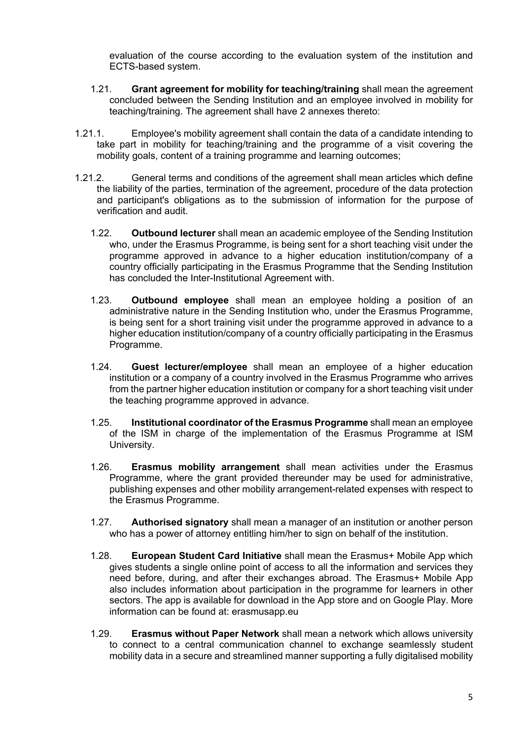evaluation of the course according to the evaluation system of the institution and ECTS-based system.

1.21. **Grant agreement for mobility for teaching/training** shall mean the agreement concluded between the Sending Institution and an employee involved in mobility for teaching/training. The agreement shall have 2 annexes thereto:

1.21.1. Employee's mobility agreement shall contain the data of a candidate intending to take part in mobility for teaching/training and the programme of a visit covering the mobility goals, content of a training programme and learning outcomes;

1.21.2. General terms and conditions of the agreement shall mean articles which define the liability of the parties, termination of the agreement, procedure of the data protection and participant's obligations as to the submission of information for the purpose of verification and audit.

1.22. **Outbound lecturer** shall mean an academic employee of the Sending Institution who, under the Erasmus Programme, is being sent for a short teaching visit under the programme approved in advance to a higher education institution/company of a country officially participating in the Erasmus Programme that the Sending Institution has concluded the Inter-Institutional Agreement with.

1.23. **Outbound employee** shall mean an employee holding a position of an administrative nature in the Sending Institution who, under the Erasmus Programme, is being sent for a short training visit under the programme approved in advance to a higher education institution/company of a country officially participating in the Erasmus Programme.

1.24. **Guest lecturer/employee** shall mean an employee of a higher education institution or a company of a country involved in the Erasmus Programme who arrives from the partner higher education institution or company for a short teaching visit under the teaching programme approved in advance.

1.25. **Institutional coordinator of the Erasmus Programme** shall mean an employee of the ISM in charge of the implementation of the Erasmus Programme at ISM University.

1.26. **Erasmus mobility arrangement** shall mean activities under the Erasmus Programme, where the grant provided thereunder may be used for administrative, publishing expenses and other mobility arrangement-related expenses with respect to the Erasmus Programme.

1.27. **Authorised signatory** shall mean a manager of an institution or another person who has a power of attorney entitling him/her to sign on behalf of the institution.

1.28. **European Student Card Initiative** shall mean the Erasmus+ Mobile App which gives students a single online point of access to all the information and services they need before, during, and after their exchanges abroad. The Erasmus+ Mobile App also includes information about participation in the programme for learners in other sectors. The app is available for download in the App store and on Google Play. More information can be found at: erasmusapp.eu

1.29. **Erasmus without Paper Network** shall mean a network which allows university to connect to a central communication channel to exchange seamlessly student mobility data in a secure and streamlined manner supporting a fully digitalised mobility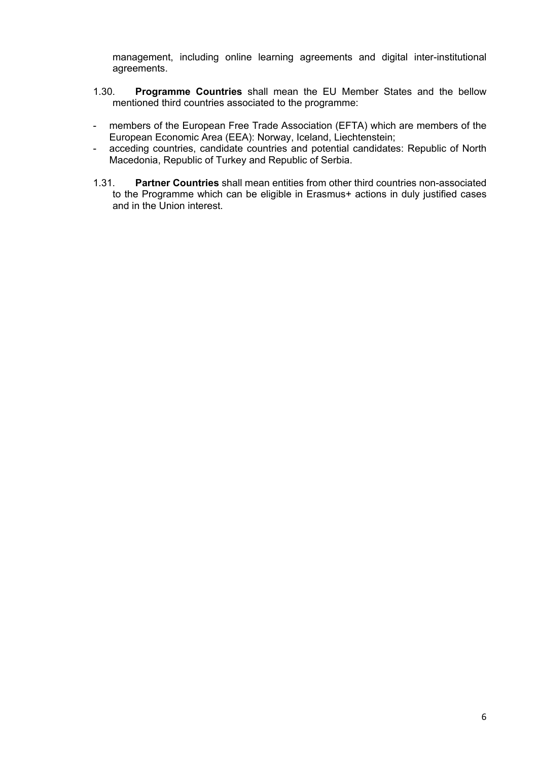management, including online learning agreements and digital inter-institutional agreements.

1.30. **Programme Countries** shall mean the EU Member States and the bellow mentioned third countries associated to the programme:

- members of the European Free Trade Association (EFTA) which are members of the European Economic Area (EEA): Norway, Iceland, Liechtenstein;
- acceding countries, candidate countries and potential candidates: Republic of North Macedonia, Republic of Turkey and Republic of Serbia.

1.31. **Partner Countries** shall mean entities from other third countries non-associated to the Programme which can be eligible in Erasmus+ actions in duly justified cases and in the Union interest.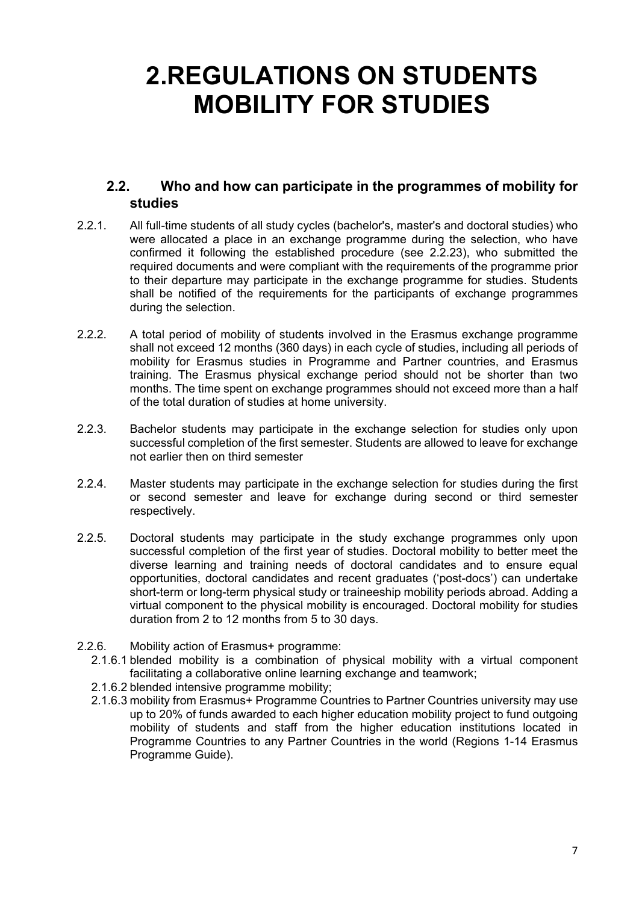# 2.REGULATIONS ON STUDENTS MOBILITY FOR STUDIES

### 2.2. Who and how can participate in the programmes of mobility for studies

2.2.1. All full-time students of all study cycles (bachelor's, master's and doctoral studies) who were allocated a place in an exchange programme during the selection, who have confirmed it following the established procedure (see 2.2.23), who submitted the required documents and were compliant with the requirements of the programme prior to their departure may participate in the exchange programme for studies. Students shall be notified of the requirements for the participants of exchange programmes during the selection.

2.2.2. A total period of mobility of students involved in the Erasmus exchange programme shall not exceed 12 months (360 days) in each cycle of studies, including all periods of mobility for Erasmus studies in Programme and Partner countries, and Erasmus training. The Erasmus physical exchange period should not be shorter than two months. The time spent on exchange programmes should not exceed more than a half of the total duration of studies at home university.

2.2.3. Bachelor students may participate in the exchange selection for studies only upon successful completion of the first semester. Students are allowed to leave for exchange not earlier then on third semester

2.2.4. Master students may participate in the exchange selection for studies during the first or second semester and leave for exchange during second or third semester respectively.

2.2.5. Doctoral students may participate in the study exchange programmes only upon successful completion of the first year of studies. Doctoral mobility to better meet the diverse learning and training needs of doctoral candidates and to ensure equal opportunities, doctoral candidates and recent graduates ('post-docs') can undertake short-term or long-term physical study or traineeship mobility periods abroad. Adding a virtual component to the physical mobility is encouraged. Doctoral mobility for studies duration from 2 to 12 months from 5 to 30 days.

2.2.6. Mobility action of Erasmus+ programme:

- 2.1.6.1 blended mobility is a combination of physical mobility with a virtual component facilitating a collaborative online learning exchange and teamwork;
- 2.1.6.2 blended intensive programme mobility;
- 2.1.6.3 mobility from Erasmus+ Programme Countries to Partner Countries university may use up to 20% of funds awarded to each higher education mobility project to fund outgoing mobility of students and staff from the higher education institutions located in Programme Countries to any Partner Countries in the world (Regions 1-14 Erasmus Programme Guide).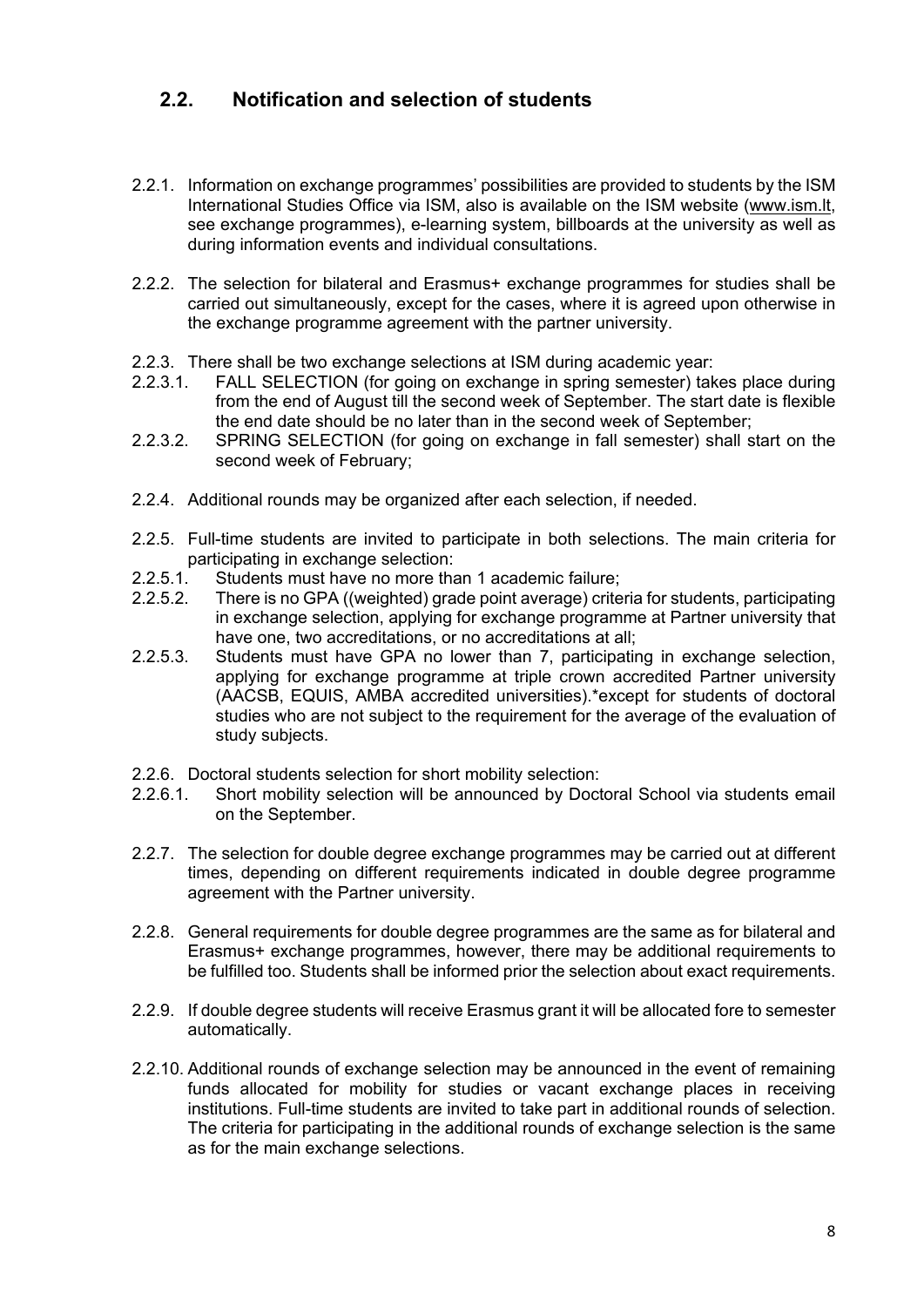## 2.2. Notification and selection of students

2.2.1. Information on exchange programmes' possibilities are provided to students by the ISM International Studies Office via ISM, also is available on the ISM website (www.ism.lt, see exchange programmes), e-learning system, billboards at the university as well as during information events and individual consultations.

2.2.2. The selection for bilateral and Erasmus+ exchange programmes for studies shall be carried out simultaneously, except for the cases, where it is agreed upon otherwise in the exchange programme agreement with the partner university.

2.2.3. There shall be two exchange selections at ISM during academic year:

2.2.3.1. FALL SELECTION (for going on exchange in spring semester) takes place during from the end of August till the second week of September. The start date is flexible the end date should be no later than in the second week of September;

2.2.3.2. SPRING SELECTION (for going on exchange in fall semester) shall start on the second week of February;

2.2.4. Additional rounds may be organized after each selection, if needed.

2.2.5. Full-time students are invited to participate in both selections. The main criteria for participating in exchange selection:

2.2.5.1. Students must have no more than 1 academic failure;

2.2.5.2. There is no GPA ((weighted) grade point average) criteria for students, participating in exchange selection, applying for exchange programme at Partner university that have one, two accreditations, or no accreditations at all;

2.2.5.3. Students must have GPA no lower than 7, participating in exchange selection, applying for exchange programme at triple crown accredited Partner university (AACSB, EQUIS, AMBA accredited universities).*except for students of doctoral studies who are not subject to the requirement for the average of the evaluation of study subjects.

2.2.6. Doctoral students selection for short mobility selection:

2.2.6.1. Short mobility selection will be announced by Doctoral School via students email on the September.

2.2.7. The selection for double degree exchange programmes may be carried out at different times, depending on different requirements indicated in double degree programme agreement with the Partner university.

2.2.8. General requirements for double degree programmes are the same as for bilateral and Erasmus+ exchange programmes, however, there may be additional requirements to be fulfilled too. Students shall be informed prior the selection about exact requirements.

2.2.9. If double degree students will receive Erasmus grant it will be allocated fore to semester automatically.

2.2.10. Additional rounds of exchange selection may be announced in the event of remaining funds allocated for mobility for studies or vacant exchange places in receiving institutions. Full-time students are invited to take part in additional rounds of selection. The criteria for participating in the additional rounds of exchange selection is the same as for the main exchange selections.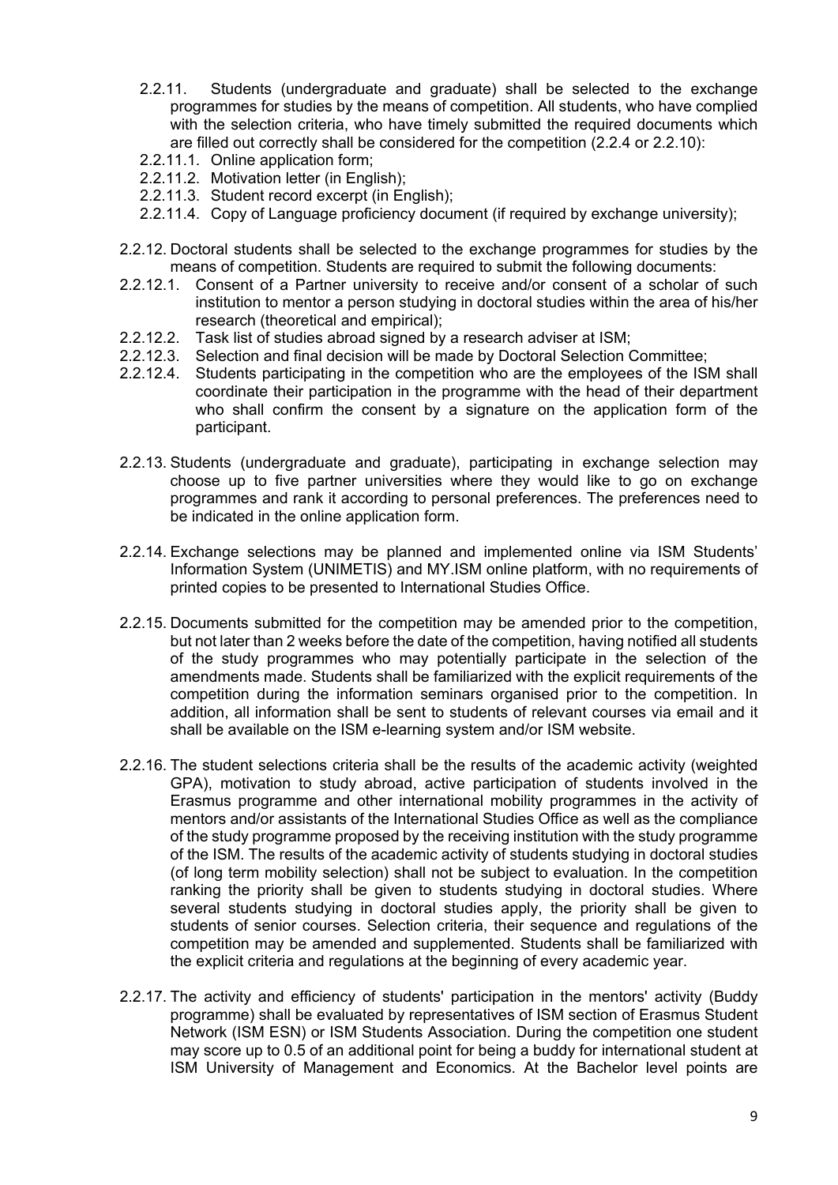2.2.11. Students (undergraduate and graduate) shall be selected to the exchange programmes for studies by the means of competition. All students, who have complied with the selection criteria, who have timely submitted the required documents which are filled out correctly shall be considered for the competition (2.2.4 or 2.2.10):

2.2.11.1. Online application form;

2.2.11.2. Motivation letter (in English);

2.2.11.3. Student record excerpt (in English);

2.2.11.4. Copy of Language proficiency document (if required by exchange university);

2.2.12. Doctoral students shall be selected to the exchange programmes for studies by the means of competition. Students are required to submit the following documents:

2.2.12.1. Consent of a Partner university to receive and/or consent of a scholar of such institution to mentor a person studying in doctoral studies within the area of his/her research (theoretical and empirical);

2.2.12.2. Task list of studies abroad signed by a research adviser at ISM;

2.2.12.3. Selection and final decision will be made by Doctoral Selection Committee;

2.2.12.4. Students participating in the competition who are the employees of the ISM shall coordinate their participation in the programme with the head of their department who shall confirm the consent by a signature on the application form of the participant.

2.2.13. Students (undergraduate and graduate), participating in exchange selection may choose up to five partner universities where they would like to go on exchange programmes and rank it according to personal preferences. The preferences need to be indicated in the online application form.

2.2.14. Exchange selections may be planned and implemented online via ISM Students' Information System (UNIMETIS) and MY.ISM online platform, with no requirements of printed copies to be presented to International Studies Office.

2.2.15. Documents submitted for the competition may be amended prior to the competition, but not later than 2 weeks before the date of the competition, having notified all students of the study programmes who may potentially participate in the selection of the amendments made. Students shall be familiarized with the explicit requirements of the competition during the information seminars organised prior to the competition. In addition, all information shall be sent to students of relevant courses via email and it shall be available on the ISM e-learning system and/or ISM website.

2.2.16. The student selections criteria shall be the results of the academic activity (weighted GPA), motivation to study abroad, active participation of students involved in the Erasmus programme and other international mobility programmes in the activity of mentors and/or assistants of the International Studies Office as well as the compliance of the study programme proposed by the receiving institution with the study programme of the ISM. The results of the academic activity of students studying in doctoral studies (of long term mobility selection) shall not be subject to evaluation. In the competition ranking the priority shall be given to students studying in doctoral studies. Where several students studying in doctoral studies apply, the priority shall be given to students of senior courses. Selection criteria, their sequence and regulations of the competition may be amended and supplemented. Students shall be familiarized with the explicit criteria and regulations at the beginning of every academic year.

2.2.17. The activity and efficiency of students' participation in the mentors' activity (Buddy programme) shall be evaluated by representatives of ISM section of Erasmus Student Network (ISM ESN) or ISM Students Association. During the competition one student may score up to 0.5 of an additional point for being a buddy for international student at ISM University of Management and Economics. At the Bachelor level points are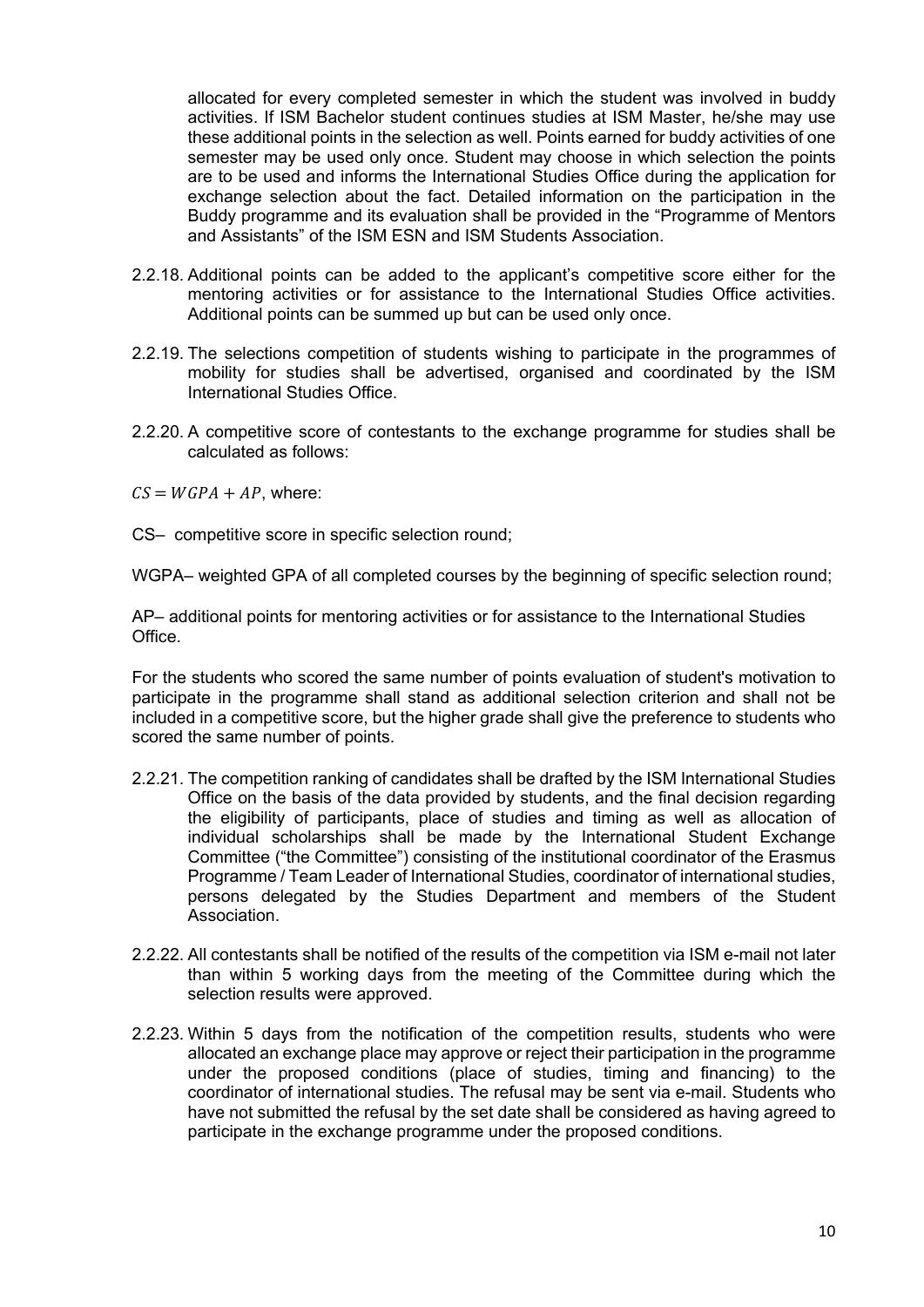allocated for every completed semester in which the student was involved in buddy activities. If ISM Bachelor student continues studies at ISM Master, he/she may use these additional points in the selection as well. Points earned for buddy activities of one semester may be used only once. Student may choose in which selection the points are to be used and informs the International Studies Office during the application for exchange selection about the fact. Detailed information on the participation in the Buddy programme and its evaluation shall be provided in the "Programme of Mentors and Assistants" of the ISM ESN and ISM Students Association.

2.2.18. Additional points can be added to the applicant's competitive score either for the mentoring activities or for assistance to the International Studies Office activities. Additional points can be summed up but can be used only once.

2.2.19. The selections competition of students wishing to participate in the programmes of mobility for studies shall be advertised, organised and coordinated by the ISM International Studies Office.

2.2.20. A competitive score of contestants to the exchange programme for studies shall be calculated as follows:

$CS = WGPA + AP$, where:

CS– competitive score in specific selection round;

WGPA– weighted GPA of all completed courses by the beginning of specific selection round;

AP– additional points for mentoring activities or for assistance to the International Studies Office.

For the students who scored the same number of points evaluation of student's motivation to participate in the programme shall stand as additional selection criterion and shall not be included in a competitive score, but the higher grade shall give the preference to students who scored the same number of points.

2.2.21. The competition ranking of candidates shall be drafted by the ISM International Studies Office on the basis of the data provided by students, and the final decision regarding the eligibility of participants, place of studies and timing as well as allocation of individual scholarships shall be made by the International Student Exchange Committee ("the Committee") consisting of the institutional coordinator of the Erasmus Programme / Team Leader of International Studies, coordinator of international studies, persons delegated by the Studies Department and members of the Student Association.

2.2.22. All contestants shall be notified of the results of the competition via ISM e-mail not later than within 5 working days from the meeting of the Committee during which the selection results were approved.

2.2.23. Within 5 days from the notification of the competition results, students who were allocated an exchange place may approve or reject their participation in the programme under the proposed conditions (place of studies, timing and financing) to the coordinator of international studies. The refusal may be sent via e-mail. Students who have not submitted the refusal by the set date shall be considered as having agreed to participate in the exchange programme under the proposed conditions.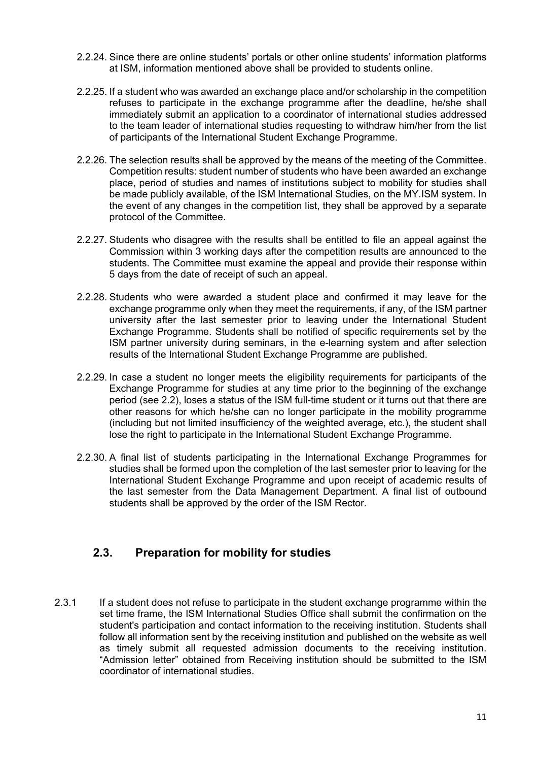2.2.24. Since there are online students' portals or other online students' information platforms at ISM, information mentioned above shall be provided to students online.

2.2.25. If a student who was awarded an exchange place and/or scholarship in the competition refuses to participate in the exchange programme after the deadline, he/she shall immediately submit an application to a coordinator of international studies addressed to the team leader of international studies requesting to withdraw him/her from the list of participants of the International Student Exchange Programme.

2.2.26. The selection results shall be approved by the means of the meeting of the Committee. Competition results: student number of students who have been awarded an exchange place, period of studies and names of institutions subject to mobility for studies shall be made publicly available, of the ISM International Studies, on the MY.ISM system. In the event of any changes in the competition list, they shall be approved by a separate protocol of the Committee.

2.2.27. Students who disagree with the results shall be entitled to file an appeal against the Commission within 3 working days after the competition results are announced to the students. The Committee must examine the appeal and provide their response within 5 days from the date of receipt of such an appeal.

2.2.28. Students who were awarded a student place and confirmed it may leave for the exchange programme only when they meet the requirements, if any, of the ISM partner university after the last semester prior to leaving under the International Student Exchange Programme. Students shall be notified of specific requirements set by the ISM partner university during seminars, in the e-learning system and after selection results of the International Student Exchange Programme are published.

2.2.29. In case a student no longer meets the eligibility requirements for participants of the Exchange Programme for studies at any time prior to the beginning of the exchange period (see 2.2), loses a status of the ISM full-time student or it turns out that there are other reasons for which he/she can no longer participate in the mobility programme (including but not limited insufficiency of the weighted average, etc.), the student shall lose the right to participate in the International Student Exchange Programme.

2.2.30. A final list of students participating in the International Exchange Programmes for studies shall be formed upon the completion of the last semester prior to leaving for the International Student Exchange Programme and upon receipt of academic results of the last semester from the Data Management Department. A final list of outbound students shall be approved by the order of the ISM Rector.

## 2.3. Preparation for mobility for studies

2.3.1 If a student does not refuse to participate in the student exchange programme within the set time frame, the ISM International Studies Office shall submit the confirmation on the student's participation and contact information to the receiving institution. Students shall follow all information sent by the receiving institution and published on the website as well as timely submit all requested admission documents to the receiving institution. "Admission letter" obtained from Receiving institution should be submitted to the ISM coordinator of international studies.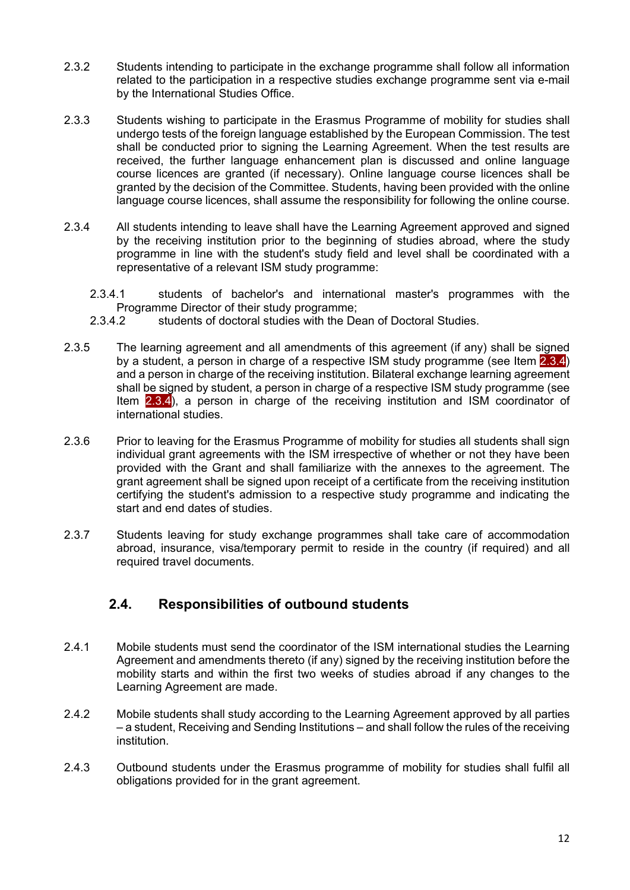2.3.2 Students intending to participate in the exchange programme shall follow all information related to the participation in a respective studies exchange programme sent via e-mail by the International Studies Office.

2.3.3 Students wishing to participate in the Erasmus Programme of mobility for studies shall undergo tests of the foreign language established by the European Commission. The test shall be conducted prior to signing the Learning Agreement. When the test results are received, the further language enhancement plan is discussed and online language course licences are granted (if necessary). Online language course licences shall be granted by the decision of the Committee. Students, having been provided with the online language course licences, shall assume the responsibility for following the online course.

2.3.4 All students intending to leave shall have the Learning Agreement approved and signed by the receiving institution prior to the beginning of studies abroad, where the study programme in line with the student's study field and level shall be coordinated with a representative of a relevant ISM study programme:

- 2.3.4.1 students of bachelor's and international master's programmes with the Programme Director of their study programme;
- 2.3.4.2 students of doctoral studies with the Dean of Doctoral Studies.

2.3.5 The learning agreement and all amendments of this agreement (if any) shall be signed by a student, a person in charge of a respective ISM study programme (see Item 2.3.4) and a person in charge of the receiving institution. Bilateral exchange learning agreement shall be signed by student, a person in charge of a respective ISM study programme (see Item 2.3.4), a person in charge of the receiving institution and ISM coordinator of international studies.

2.3.6 Prior to leaving for the Erasmus Programme of mobility for studies all students shall sign individual grant agreements with the ISM irrespective of whether or not they have been provided with the Grant and shall familiarize with the annexes to the agreement. The grant agreement shall be signed upon receipt of a certificate from the receiving institution certifying the student's admission to a respective study programme and indicating the start and end dates of studies.

2.3.7 Students leaving for study exchange programmes shall take care of accommodation abroad, insurance, visa/temporary permit to reside in the country (if required) and all required travel documents.

## 2.4. Responsibilities of outbound students

2.4.1 Mobile students must send the coordinator of the ISM international studies the Learning Agreement and amendments thereto (if any) signed by the receiving institution before the mobility starts and within the first two weeks of studies abroad if any changes to the Learning Agreement are made.

2.4.2 Mobile students shall study according to the Learning Agreement approved by all parties – a student, Receiving and Sending Institutions – and shall follow the rules of the receiving institution.

2.4.3 Outbound students under the Erasmus programme of mobility for studies shall fulfil all obligations provided for in the grant agreement.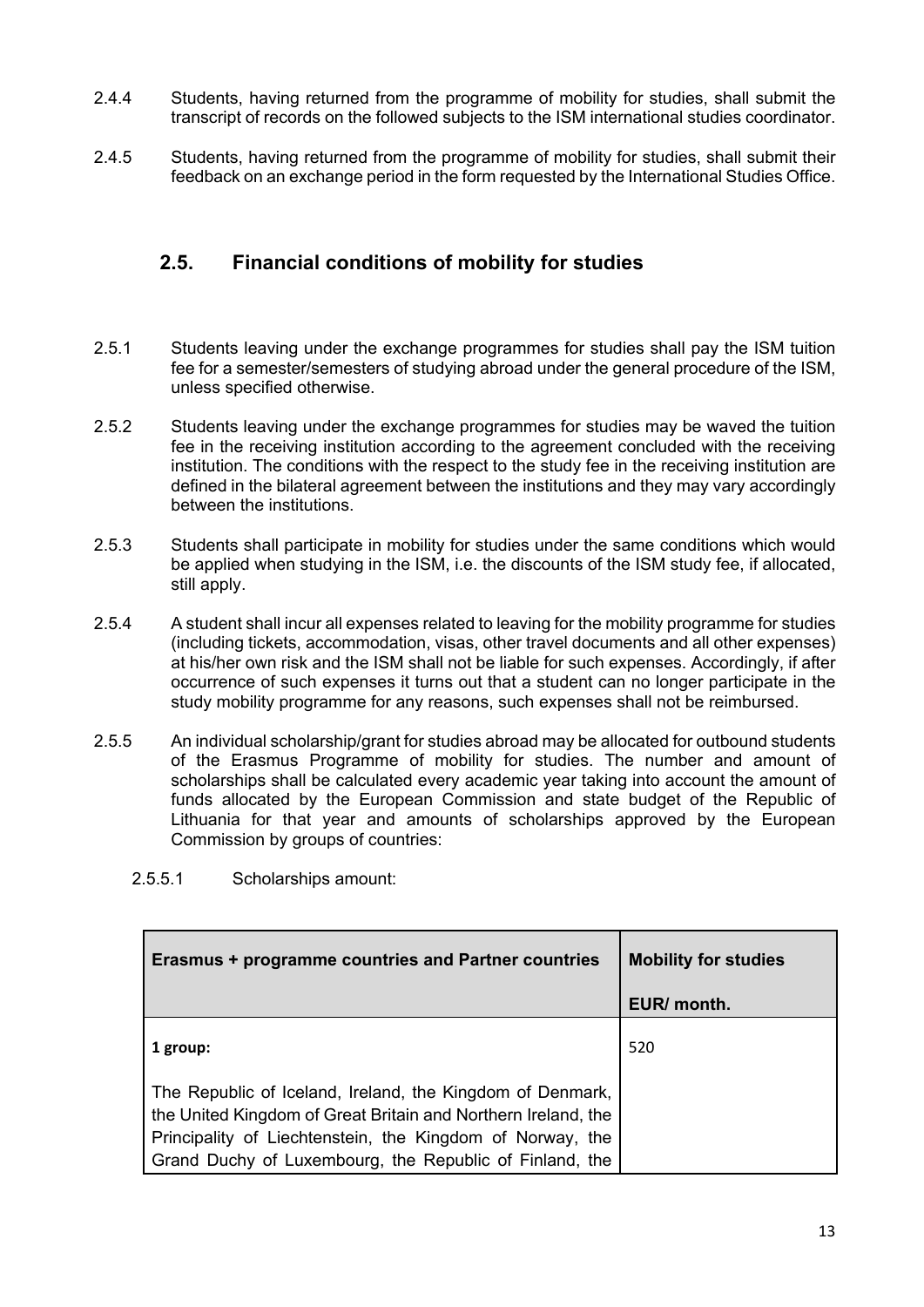2.4.4 Students, having returned from the programme of mobility for studies, shall submit the transcript of records on the followed subjects to the ISM international studies coordinator.

2.4.5 Students, having returned from the programme of mobility for studies, shall submit their feedback on an exchange period in the form requested by the International Studies Office.

## 2.5. Financial conditions of mobility for studies

2.5.1 Students leaving under the exchange programmes for studies shall pay the ISM tuition fee for a semester/semesters of studying abroad under the general procedure of the ISM, unless specified otherwise.

2.5.2 Students leaving under the exchange programmes for studies may be waved the tuition fee in the receiving institution according to the agreement concluded with the receiving institution. The conditions with the respect to the study fee in the receiving institution are defined in the bilateral agreement between the institutions and they may vary accordingly between the institutions.

2.5.3 Students shall participate in mobility for studies under the same conditions which would be applied when studying in the ISM, i.e. the discounts of the ISM study fee, if allocated, still apply.

2.5.4 A student shall incur all expenses related to leaving for the mobility programme for studies (including tickets, accommodation, visas, other travel documents and all other expenses) at his/her own risk and the ISM shall not be liable for such expenses. Accordingly, if after occurrence of such expenses it turns out that a student can no longer participate in the study mobility programme for any reasons, such expenses shall not be reimbursed.

2.5.5 An individual scholarship/grant for studies abroad may be allocated for outbound students of the Erasmus Programme of mobility for studies. The number and amount of scholarships shall be calculated every academic year taking into account the amount of funds allocated by the European Commission and state budget of the Republic of Lithuania for that year and amounts of scholarships approved by the European Commission by groups of countries:

2.5.5.1 Scholarships amount:

| **Erasmus + programme countries and Partner countries** | **Mobility for studies EUR/ month.** |
|---|---|
| **1 group:** The Republic of Iceland, Ireland, the Kingdom of Denmark, the United Kingdom of Great Britain and Northern Ireland, the Principality of Liechtenstein, the Kingdom of Norway, the Grand Duchy of Luxembourg, the Republic of Finland, the | 520 |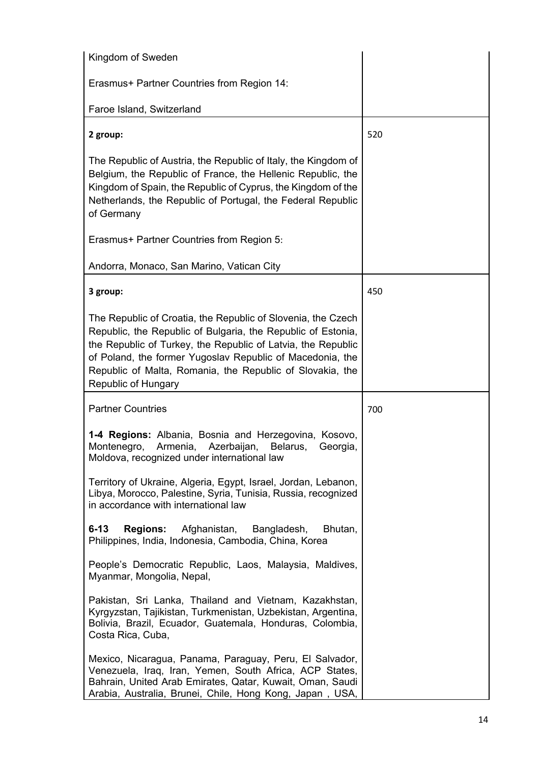| | |
|---|---|
| Kingdom of Sweden<br><br>Erasmus+ Partner Countries from Region 14:<br><br>Faroe Island, Switzerland | |
| **2 group:**<br><br>The Republic of Austria, the Republic of Italy, the Kingdom of Belgium, the Republic of France, the Hellenic Republic, the Kingdom of Spain, the Republic of Cyprus, the Kingdom of the Netherlands, the Republic of Portugal, the Federal Republic of Germany<br><br>Erasmus+ Partner Countries from Region 5:<br><br>Andorra, Monaco, San Marino, Vatican City | 520 |
| **3 group:**<br><br>The Republic of Croatia, the Republic of Slovenia, the Czech Republic, the Republic of Bulgaria, the Republic of Estonia, the Republic of Turkey, the Republic of Latvia, the Republic of Poland, the former Yugoslav Republic of Macedonia, the Republic of Malta, Romania, the Republic of Slovakia, the Republic of Hungary | 450 |
| Partner Countries<br><br>**1-4 Regions:** Albania, Bosnia and Herzegovina, Kosovo, Montenegro, Armenia, Azerbaijan, Belarus, Georgia, Moldova, recognized under international law<br><br>Territory of Ukraine, Algeria, Egypt, Israel, Jordan, Lebanon, Libya, Morocco, Palestine, Syria, Tunisia, Russia, recognized in accordance with international law<br><br>**6-13 Regions:** Afghanistan, Bangladesh, Bhutan, Philippines, India, Indonesia, Cambodia, China, Korea<br><br>People's Democratic Republic, Laos, Malaysia, Maldives, Myanmar, Mongolia, Nepal,<br><br>Pakistan, Sri Lanka, Thailand and Vietnam, Kazakhstan, Kyrgyzstan, Tajikistan, Turkmenistan, Uzbekistan, Argentina, Bolivia, Brazil, Ecuador, Guatemala, Honduras, Colombia, Costa Rica, Cuba,<br><br>Mexico, Nicaragua, Panama, Paraguay, Peru, El Salvador, Venezuela, Iraq, Iran, Yemen, South Africa, ACP States, Bahrain, United Arab Emirates, Qatar, Kuwait, Oman, Saudi Arabia, Australia, Brunei, Chile, Hong Kong, Japan , USA, | 700 |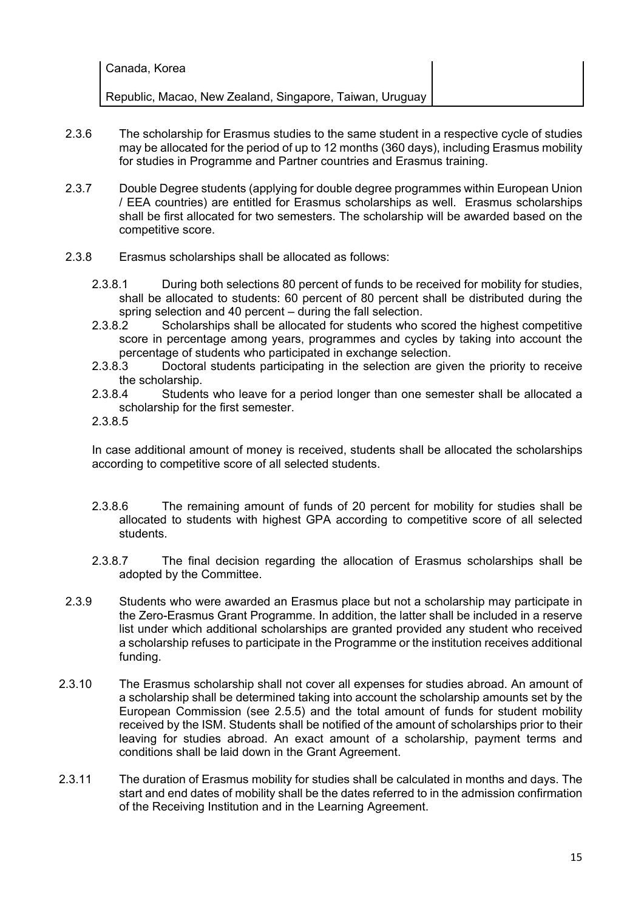| Canada, Korea Republic, Macao, New Zealand, Singapore, Taiwan, Uruguay | |
|---|---|

2.3.6 The scholarship for Erasmus studies to the same student in a respective cycle of studies may be allocated for the period of up to 12 months (360 days), including Erasmus mobility for studies in Programme and Partner countries and Erasmus training.

2.3.7 Double Degree students (applying for double degree programmes within European Union / EEA countries) are entitled for Erasmus scholarships as well. Erasmus scholarships shall be first allocated for two semesters. The scholarship will be awarded based on the competitive score.

2.3.8 Erasmus scholarships shall be allocated as follows:

2.3.8.1 During both selections 80 percent of funds to be received for mobility for studies, shall be allocated to students: 60 percent of 80 percent shall be distributed during the spring selection and 40 percent – during the fall selection.

2.3.8.2 Scholarships shall be allocated for students who scored the highest competitive score in percentage among years, programmes and cycles by taking into account the percentage of students who participated in exchange selection.

2.3.8.3 Doctoral students participating in the selection are given the priority to receive the scholarship.

2.3.8.4 Students who leave for a period longer than one semester shall be allocated a scholarship for the first semester.

2.3.8.5

In case additional amount of money is received, students shall be allocated the scholarships according to competitive score of all selected students.

2.3.8.6 The remaining amount of funds of 20 percent for mobility for studies shall be allocated to students with highest GPA according to competitive score of all selected students.

2.3.8.7 The final decision regarding the allocation of Erasmus scholarships shall be adopted by the Committee.

2.3.9 Students who were awarded an Erasmus place but not a scholarship may participate in the Zero-Erasmus Grant Programme. In addition, the latter shall be included in a reserve list under which additional scholarships are granted provided any student who received a scholarship refuses to participate in the Programme or the institution receives additional funding.

2.3.10 The Erasmus scholarship shall not cover all expenses for studies abroad. An amount of a scholarship shall be determined taking into account the scholarship amounts set by the European Commission (see 2.5.5) and the total amount of funds for student mobility received by the ISM. Students shall be notified of the amount of scholarships prior to their leaving for studies abroad. An exact amount of a scholarship, payment terms and conditions shall be laid down in the Grant Agreement.

2.3.11 The duration of Erasmus mobility for studies shall be calculated in months and days. The start and end dates of mobility shall be the dates referred to in the admission confirmation of the Receiving Institution and in the Learning Agreement.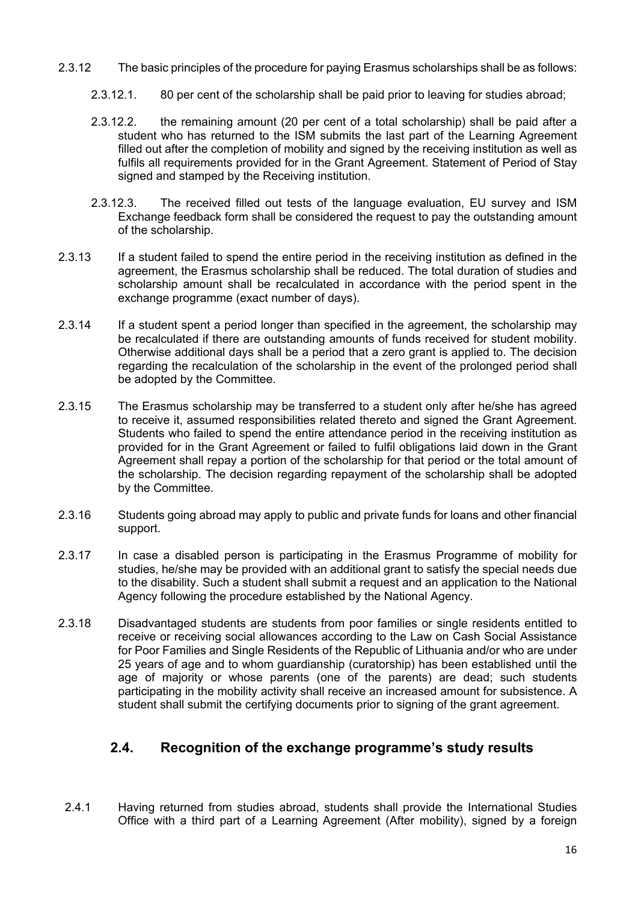2.3.12 The basic principles of the procedure for paying Erasmus scholarships shall be as follows:

2.3.12.1. 80 per cent of the scholarship shall be paid prior to leaving for studies abroad;

2.3.12.2. the remaining amount (20 per cent of a total scholarship) shall be paid after a student who has returned to the ISM submits the last part of the Learning Agreement filled out after the completion of mobility and signed by the receiving institution as well as fulfils all requirements provided for in the Grant Agreement. Statement of Period of Stay signed and stamped by the Receiving institution.

2.3.12.3. The received filled out tests of the language evaluation, EU survey and ISM Exchange feedback form shall be considered the request to pay the outstanding amount of the scholarship.

2.3.13 If a student failed to spend the entire period in the receiving institution as defined in the agreement, the Erasmus scholarship shall be reduced. The total duration of studies and scholarship amount shall be recalculated in accordance with the period spent in the exchange programme (exact number of days).

2.3.14 If a student spent a period longer than specified in the agreement, the scholarship may be recalculated if there are outstanding amounts of funds received for student mobility. Otherwise additional days shall be a period that a zero grant is applied to. The decision regarding the recalculation of the scholarship in the event of the prolonged period shall be adopted by the Committee.

2.3.15 The Erasmus scholarship may be transferred to a student only after he/she has agreed to receive it, assumed responsibilities related thereto and signed the Grant Agreement. Students who failed to spend the entire attendance period in the receiving institution as provided for in the Grant Agreement or failed to fulfil obligations laid down in the Grant Agreement shall repay a portion of the scholarship for that period or the total amount of the scholarship. The decision regarding repayment of the scholarship shall be adopted by the Committee.

2.3.16 Students going abroad may apply to public and private funds for loans and other financial support.

2.3.17 In case a disabled person is participating in the Erasmus Programme of mobility for studies, he/she may be provided with an additional grant to satisfy the special needs due to the disability. Such a student shall submit a request and an application to the National Agency following the procedure established by the National Agency.

2.3.18 Disadvantaged students are students from poor families or single residents entitled to receive or receiving social allowances according to the Law on Cash Social Assistance for Poor Families and Single Residents of the Republic of Lithuania and/or who are under 25 years of age and to whom guardianship (curatorship) has been established until the age of majority or whose parents (one of the parents) are dead; such students participating in the mobility activity shall receive an increased amount for subsistence. A student shall submit the certifying documents prior to signing of the grant agreement.

## 2.4. Recognition of the exchange programme's study results

2.4.1 Having returned from studies abroad, students shall provide the International Studies Office with a third part of a Learning Agreement (After mobility), signed by a foreign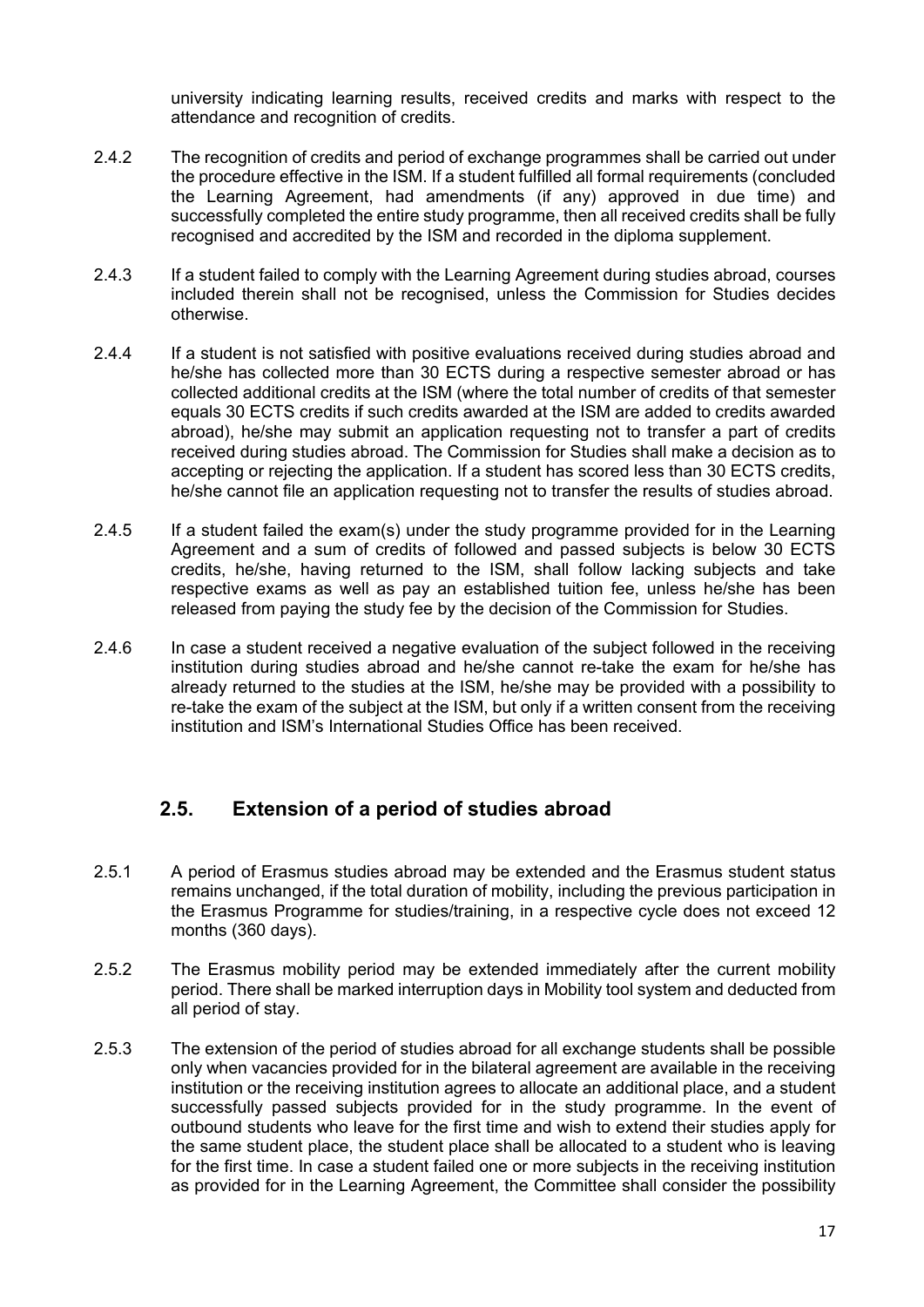university indicating learning results, received credits and marks with respect to the attendance and recognition of credits.

2.4.2 The recognition of credits and period of exchange programmes shall be carried out under the procedure effective in the ISM. If a student fulfilled all formal requirements (concluded the Learning Agreement, had amendments (if any) approved in due time) and successfully completed the entire study programme, then all received credits shall be fully recognised and accredited by the ISM and recorded in the diploma supplement.

2.4.3 If a student failed to comply with the Learning Agreement during studies abroad, courses included therein shall not be recognised, unless the Commission for Studies decides otherwise.

2.4.4 If a student is not satisfied with positive evaluations received during studies abroad and he/she has collected more than 30 ECTS during a respective semester abroad or has collected additional credits at the ISM (where the total number of credits of that semester equals 30 ECTS credits if such credits awarded at the ISM are added to credits awarded abroad), he/she may submit an application requesting not to transfer a part of credits received during studies abroad. The Commission for Studies shall make a decision as to accepting or rejecting the application. If a student has scored less than 30 ECTS credits, he/she cannot file an application requesting not to transfer the results of studies abroad.

2.4.5 If a student failed the exam(s) under the study programme provided for in the Learning Agreement and a sum of credits of followed and passed subjects is below 30 ECTS credits, he/she, having returned to the ISM, shall follow lacking subjects and take respective exams as well as pay an established tuition fee, unless he/she has been released from paying the study fee by the decision of the Commission for Studies.

2.4.6 In case a student received a negative evaluation of the subject followed in the receiving institution during studies abroad and he/she cannot re-take the exam for he/she has already returned to the studies at the ISM, he/she may be provided with a possibility to re-take the exam of the subject at the ISM, but only if a written consent from the receiving institution and ISM's International Studies Office has been received.

## 2.5. Extension of a period of studies abroad

2.5.1 A period of Erasmus studies abroad may be extended and the Erasmus student status remains unchanged, if the total duration of mobility, including the previous participation in the Erasmus Programme for studies/training, in a respective cycle does not exceed 12 months (360 days).

2.5.2 The Erasmus mobility period may be extended immediately after the current mobility period. There shall be marked interruption days in Mobility tool system and deducted from all period of stay.

2.5.3 The extension of the period of studies abroad for all exchange students shall be possible only when vacancies provided for in the bilateral agreement are available in the receiving institution or the receiving institution agrees to allocate an additional place, and a student successfully passed subjects provided for in the study programme. In the event of outbound students who leave for the first time and wish to extend their studies apply for the same student place, the student place shall be allocated to a student who is leaving for the first time. In case a student failed one or more subjects in the receiving institution as provided for in the Learning Agreement, the Committee shall consider the possibility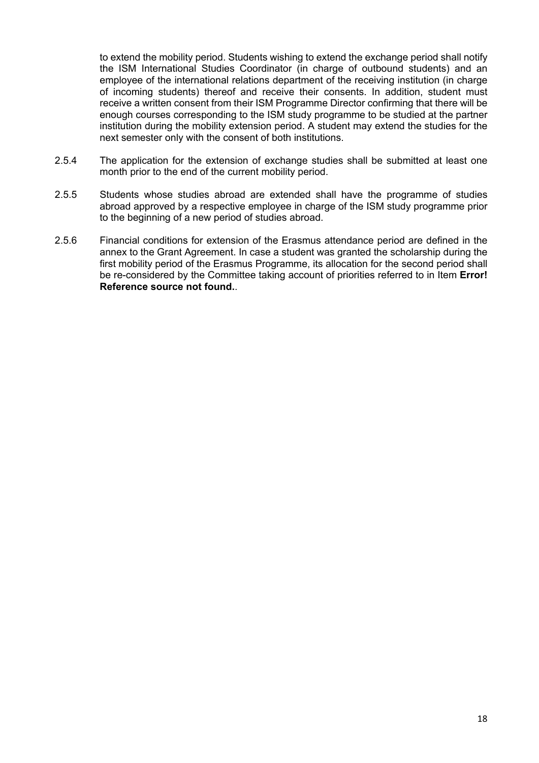to extend the mobility period. Students wishing to extend the exchange period shall notify the ISM International Studies Coordinator (in charge of outbound students) and an employee of the international relations department of the receiving institution (in charge of incoming students) thereof and receive their consents. In addition, student must receive a written consent from their ISM Programme Director confirming that there will be enough courses corresponding to the ISM study programme to be studied at the partner institution during the mobility extension period. A student may extend the studies for the next semester only with the consent of both institutions.

2.5.4 The application for the extension of exchange studies shall be submitted at least one month prior to the end of the current mobility period.

2.5.5 Students whose studies abroad are extended shall have the programme of studies abroad approved by a respective employee in charge of the ISM study programme prior to the beginning of a new period of studies abroad.

2.5.6 Financial conditions for extension of the Erasmus attendance period are defined in the annex to the Grant Agreement. In case a student was granted the scholarship during the first mobility period of the Erasmus Programme, its allocation for the second period shall be re-considered by the Committee taking account of priorities referred to in Item **Error! Reference source not found.**.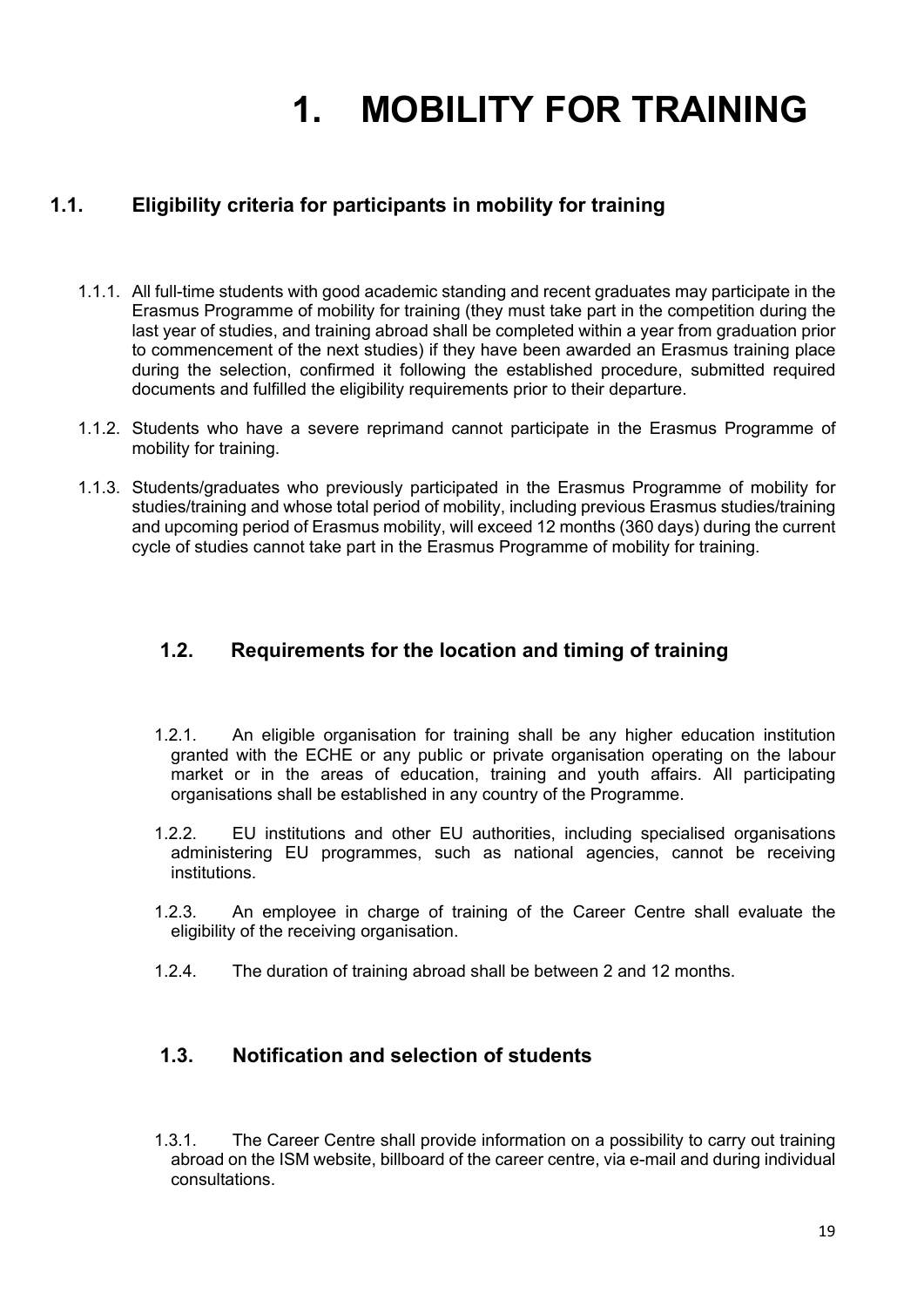# 1. MOBILITY FOR TRAINING

## 1.1. Eligibility criteria for participants in mobility for training

1.1.1. All full-time students with good academic standing and recent graduates may participate in the Erasmus Programme of mobility for training (they must take part in the competition during the last year of studies, and training abroad shall be completed within a year from graduation prior to commencement of the next studies) if they have been awarded an Erasmus training place during the selection, confirmed it following the established procedure, submitted required documents and fulfilled the eligibility requirements prior to their departure.

1.1.2. Students who have a severe reprimand cannot participate in the Erasmus Programme of mobility for training.

1.1.3. Students/graduates who previously participated in the Erasmus Programme of mobility for studies/training and whose total period of mobility, including previous Erasmus studies/training and upcoming period of Erasmus mobility, will exceed 12 months (360 days) during the current cycle of studies cannot take part in the Erasmus Programme of mobility for training.

## 1.2. Requirements for the location and timing of training

1.2.1. An eligible organisation for training shall be any higher education institution granted with the ECHE or any public or private organisation operating on the labour market or in the areas of education, training and youth affairs. All participating organisations shall be established in any country of the Programme.

1.2.2. EU institutions and other EU authorities, including specialised organisations administering EU programmes, such as national agencies, cannot be receiving institutions.

1.2.3. An employee in charge of training of the Career Centre shall evaluate the eligibility of the receiving organisation.

1.2.4. The duration of training abroad shall be between 2 and 12 months.

## 1.3. Notification and selection of students

1.3.1. The Career Centre shall provide information on a possibility to carry out training abroad on the ISM website, billboard of the career centre, via e-mail and during individual consultations.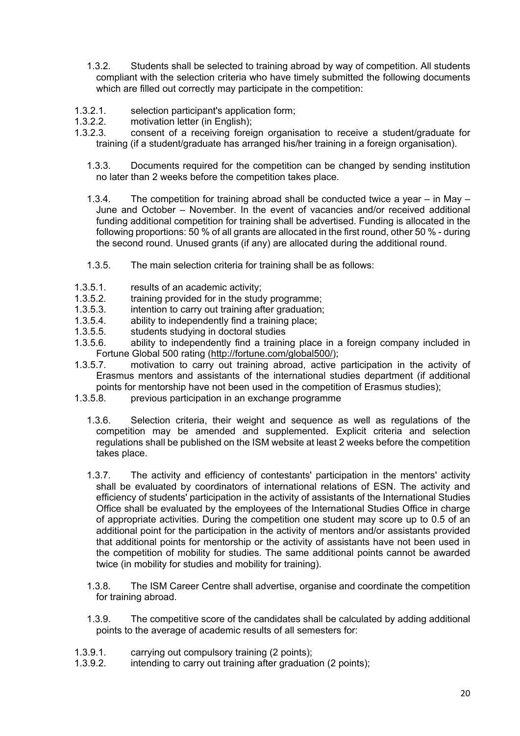1.3.2. Students shall be selected to training abroad by way of competition. All students compliant with the selection criteria who have timely submitted the following documents which are filled out correctly may participate in the competition:

1.3.2.1. selection participant's application form;

1.3.2.2. motivation letter (in English);

1.3.2.3. consent of a receiving foreign organisation to receive a student/graduate for training (if a student/graduate has arranged his/her training in a foreign organisation).

1.3.3. Documents required for the competition can be changed by sending institution no later than 2 weeks before the competition takes place.

1.3.4. The competition for training abroad shall be conducted twice a year – in May – June and October – November. In the event of vacancies and/or received additional funding additional competition for training shall be advertised. Funding is allocated in the following proportions: 50 % of all grants are allocated in the first round, other 50 % - during the second round. Unused grants (if any) are allocated during the additional round.

1.3.5. The main selection criteria for training shall be as follows:

1.3.5.1. results of an academic activity;

1.3.5.2. training provided for in the study programme;

1.3.5.3. intention to carry out training after graduation;

1.3.5.4. ability to independently find a training place;

1.3.5.5. students studying in doctoral studies

1.3.5.6. ability to independently find a training place in a foreign company included in Fortune Global 500 rating (http://fortune.com/global500/);

1.3.5.7. motivation to carry out training abroad, active participation in the activity of Erasmus mentors and assistants of the international studies department (if additional points for mentorship have not been used in the competition of Erasmus studies);

1.3.5.8. previous participation in an exchange programme

1.3.6. Selection criteria, their weight and sequence as well as regulations of the competition may be amended and supplemented. Explicit criteria and selection regulations shall be published on the ISM website at least 2 weeks before the competition takes place.

1.3.7. The activity and efficiency of contestants' participation in the mentors' activity shall be evaluated by coordinators of international relations of ESN. The activity and efficiency of students' participation in the activity of assistants of the International Studies Office shall be evaluated by the employees of the International Studies Office in charge of appropriate activities. During the competition one student may score up to 0.5 of an additional point for the participation in the activity of mentors and/or assistants provided that additional points for mentorship or the activity of assistants have not been used in the competition of mobility for studies. The same additional points cannot be awarded twice (in mobility for studies and mobility for training).

1.3.8. The ISM Career Centre shall advertise, organise and coordinate the competition for training abroad.

1.3.9. The competitive score of the candidates shall be calculated by adding additional points to the average of academic results of all semesters for:

1.3.9.1. carrying out compulsory training (2 points);

1.3.9.2. intending to carry out training after graduation (2 points);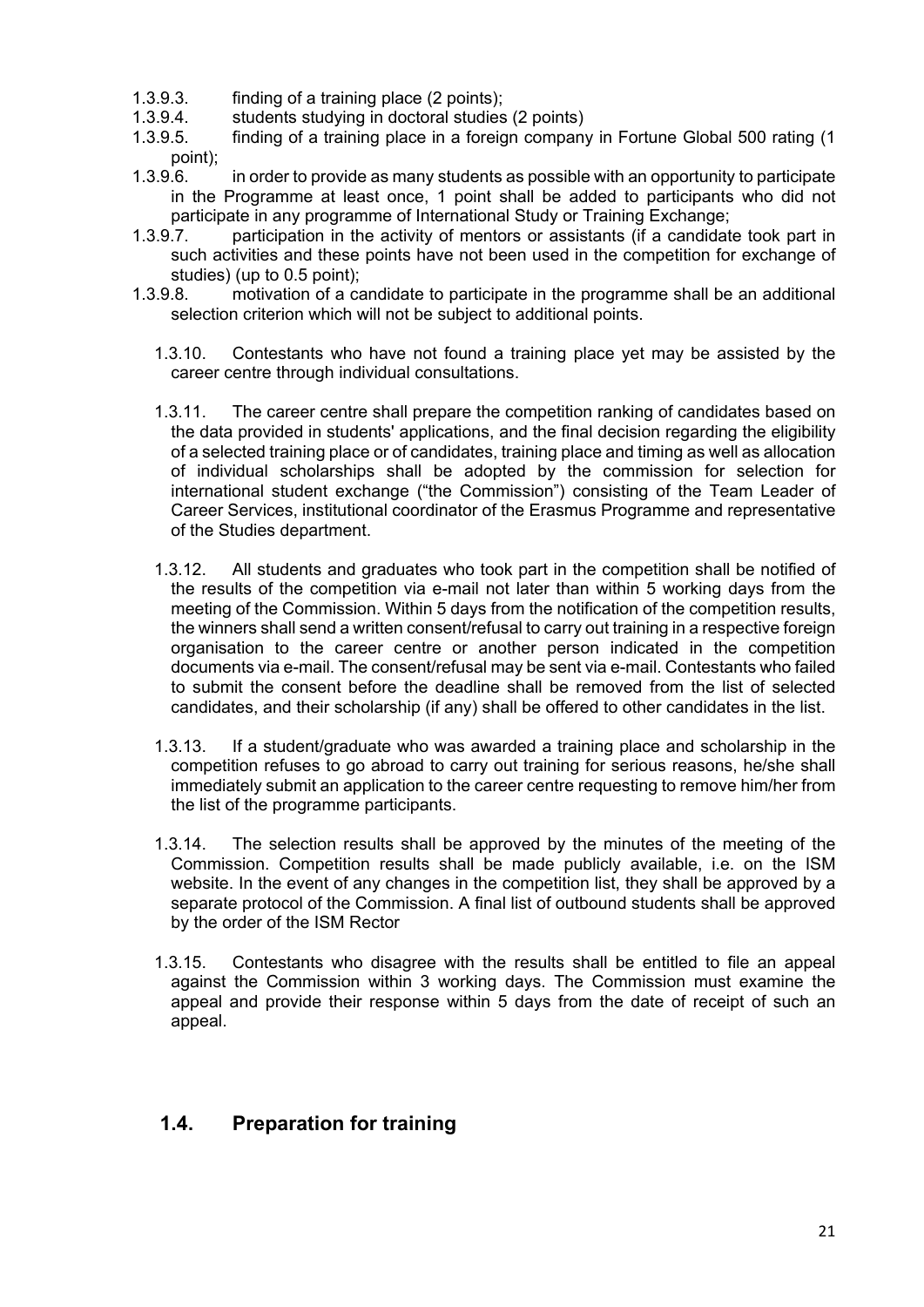1.3.9.3. finding of a training place (2 points);

1.3.9.4. students studying in doctoral studies (2 points)

1.3.9.5. finding of a training place in a foreign company in Fortune Global 500 rating (1 point);

1.3.9.6. in order to provide as many students as possible with an opportunity to participate in the Programme at least once, 1 point shall be added to participants who did not participate in any programme of International Study or Training Exchange;

1.3.9.7. participation in the activity of mentors or assistants (if a candidate took part in such activities and these points have not been used in the competition for exchange of studies) (up to 0.5 point);

1.3.9.8. motivation of a candidate to participate in the programme shall be an additional selection criterion which will not be subject to additional points.

1.3.10. Contestants who have not found a training place yet may be assisted by the career centre through individual consultations.

1.3.11. The career centre shall prepare the competition ranking of candidates based on the data provided in students' applications, and the final decision regarding the eligibility of a selected training place or of candidates, training place and timing as well as allocation of individual scholarships shall be adopted by the commission for selection for international student exchange ("the Commission") consisting of the Team Leader of Career Services, institutional coordinator of the Erasmus Programme and representative of the Studies department.

1.3.12. All students and graduates who took part in the competition shall be notified of the results of the competition via e-mail not later than within 5 working days from the meeting of the Commission. Within 5 days from the notification of the competition results, the winners shall send a written consent/refusal to carry out training in a respective foreign organisation to the career centre or another person indicated in the competition documents via e-mail. The consent/refusal may be sent via e-mail. Contestants who failed to submit the consent before the deadline shall be removed from the list of selected candidates, and their scholarship (if any) shall be offered to other candidates in the list.

1.3.13. If a student/graduate who was awarded a training place and scholarship in the competition refuses to go abroad to carry out training for serious reasons, he/she shall immediately submit an application to the career centre requesting to remove him/her from the list of the programme participants.

1.3.14. The selection results shall be approved by the minutes of the meeting of the Commission. Competition results shall be made publicly available, i.e. on the ISM website. In the event of any changes in the competition list, they shall be approved by a separate protocol of the Commission. A final list of outbound students shall be approved by the order of the ISM Rector

1.3.15. Contestants who disagree with the results shall be entitled to file an appeal against the Commission within 3 working days. The Commission must examine the appeal and provide their response within 5 days from the date of receipt of such an appeal.

## 1.4. Preparation for training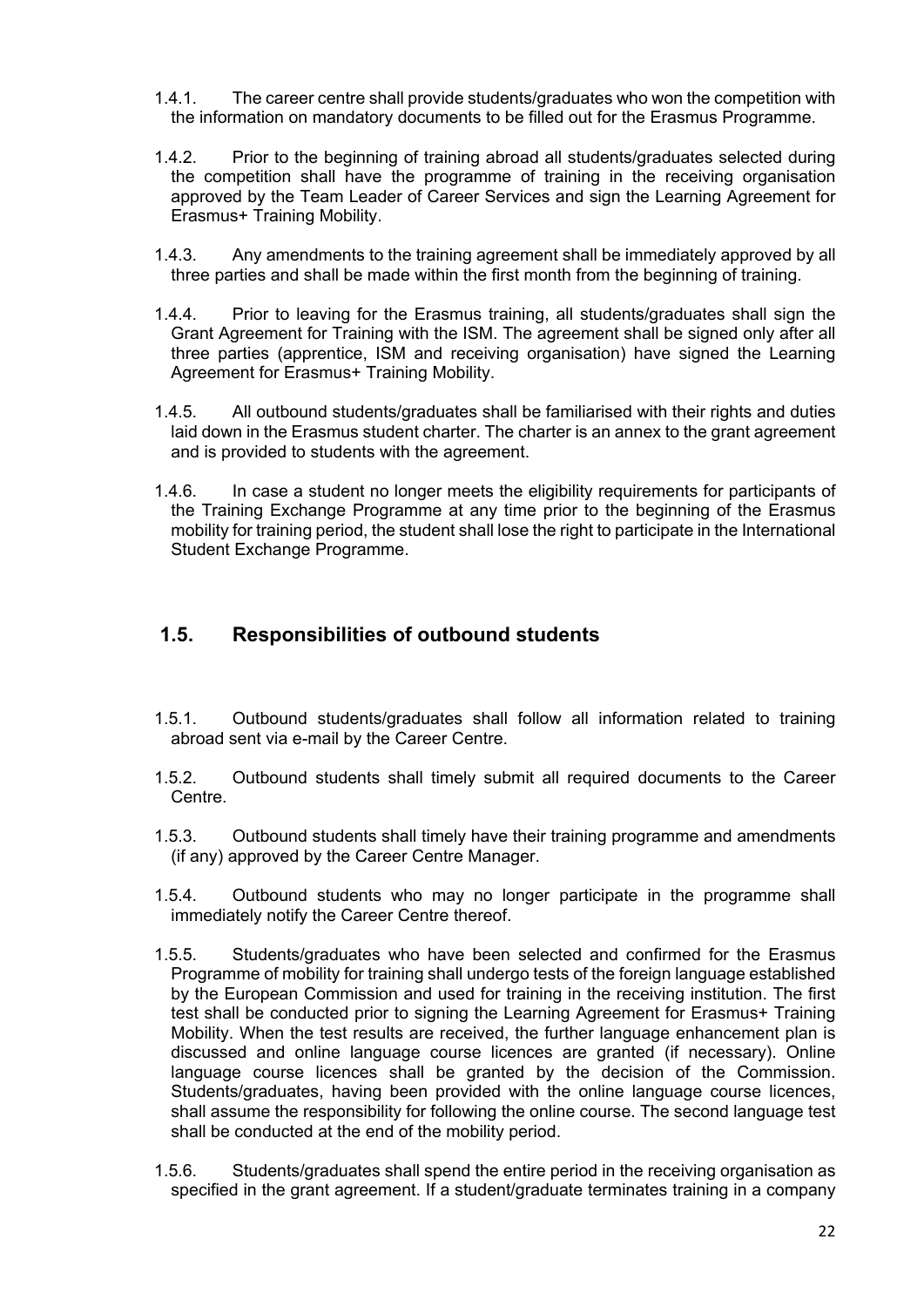1.4.1. The career centre shall provide students/graduates who won the competition with the information on mandatory documents to be filled out for the Erasmus Programme.

1.4.2. Prior to the beginning of training abroad all students/graduates selected during the competition shall have the programme of training in the receiving organisation approved by the Team Leader of Career Services and sign the Learning Agreement for Erasmus+ Training Mobility.

1.4.3. Any amendments to the training agreement shall be immediately approved by all three parties and shall be made within the first month from the beginning of training.

1.4.4. Prior to leaving for the Erasmus training, all students/graduates shall sign the Grant Agreement for Training with the ISM. The agreement shall be signed only after all three parties (apprentice, ISM and receiving organisation) have signed the Learning Agreement for Erasmus+ Training Mobility.

1.4.5. All outbound students/graduates shall be familiarised with their rights and duties laid down in the Erasmus student charter. The charter is an annex to the grant agreement and is provided to students with the agreement.

1.4.6. In case a student no longer meets the eligibility requirements for participants of the Training Exchange Programme at any time prior to the beginning of the Erasmus mobility for training period, the student shall lose the right to participate in the International Student Exchange Programme.

## 1.5. Responsibilities of outbound students

1.5.1. Outbound students/graduates shall follow all information related to training abroad sent via e-mail by the Career Centre.

1.5.2. Outbound students shall timely submit all required documents to the Career Centre.

1.5.3. Outbound students shall timely have their training programme and amendments (if any) approved by the Career Centre Manager.

1.5.4. Outbound students who may no longer participate in the programme shall immediately notify the Career Centre thereof.

1.5.5. Students/graduates who have been selected and confirmed for the Erasmus Programme of mobility for training shall undergo tests of the foreign language established by the European Commission and used for training in the receiving institution. The first test shall be conducted prior to signing the Learning Agreement for Erasmus+ Training Mobility. When the test results are received, the further language enhancement plan is discussed and online language course licences are granted (if necessary). Online language course licences shall be granted by the decision of the Commission. Students/graduates, having been provided with the online language course licences, shall assume the responsibility for following the online course. The second language test shall be conducted at the end of the mobility period.

1.5.6. Students/graduates shall spend the entire period in the receiving organisation as specified in the grant agreement. If a student/graduate terminates training in a company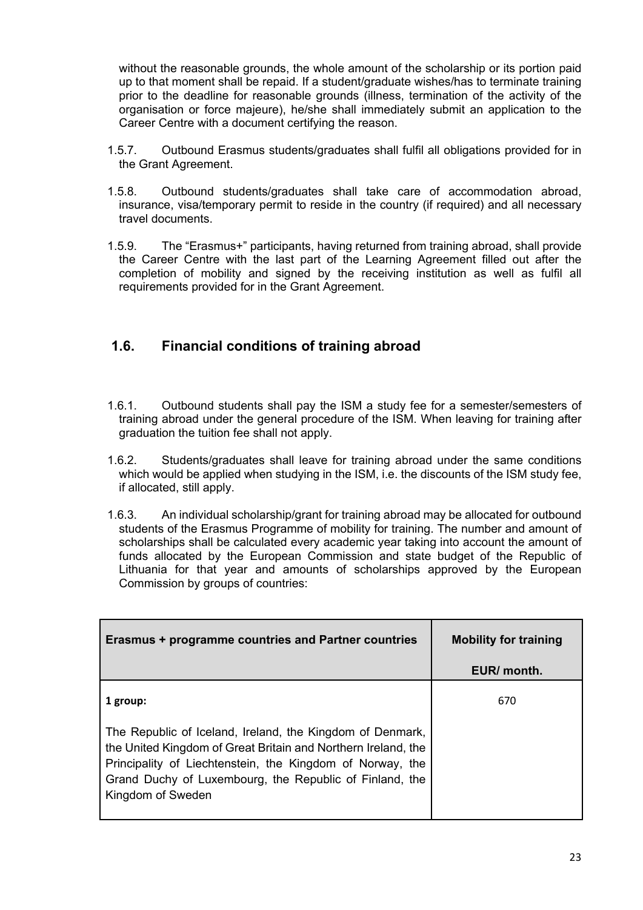without the reasonable grounds, the whole amount of the scholarship or its portion paid up to that moment shall be repaid. If a student/graduate wishes/has to terminate training prior to the deadline for reasonable grounds (illness, termination of the activity of the organisation or force majeure), he/she shall immediately submit an application to the Career Centre with a document certifying the reason.

1.5.7. Outbound Erasmus students/graduates shall fulfil all obligations provided for in the Grant Agreement.

1.5.8. Outbound students/graduates shall take care of accommodation abroad, insurance, visa/temporary permit to reside in the country (if required) and all necessary travel documents.

1.5.9. The "Erasmus+" participants, having returned from training abroad, shall provide the Career Centre with the last part of the Learning Agreement filled out after the completion of mobility and signed by the receiving institution as well as fulfil all requirements provided for in the Grant Agreement.

## 1.6. Financial conditions of training abroad

1.6.1. Outbound students shall pay the ISM a study fee for a semester/semesters of training abroad under the general procedure of the ISM. When leaving for training after graduation the tuition fee shall not apply.

1.6.2. Students/graduates shall leave for training abroad under the same conditions which would be applied when studying in the ISM, i.e. the discounts of the ISM study fee, if allocated, still apply.

1.6.3. An individual scholarship/grant for training abroad may be allocated for outbound students of the Erasmus Programme of mobility for training. The number and amount of scholarships shall be calculated every academic year taking into account the amount of funds allocated by the European Commission and state budget of the Republic of Lithuania for that year and amounts of scholarships approved by the European Commission by groups of countries:

| Erasmus + programme countries and Partner countries | Mobility for training EUR/ month. |
|---|---|
| **1 group:** The Republic of Iceland, Ireland, the Kingdom of Denmark, the United Kingdom of Great Britain and Northern Ireland, the Principality of Liechtenstein, the Kingdom of Norway, the Grand Duchy of Luxembourg, the Republic of Finland, the Kingdom of Sweden | 670 |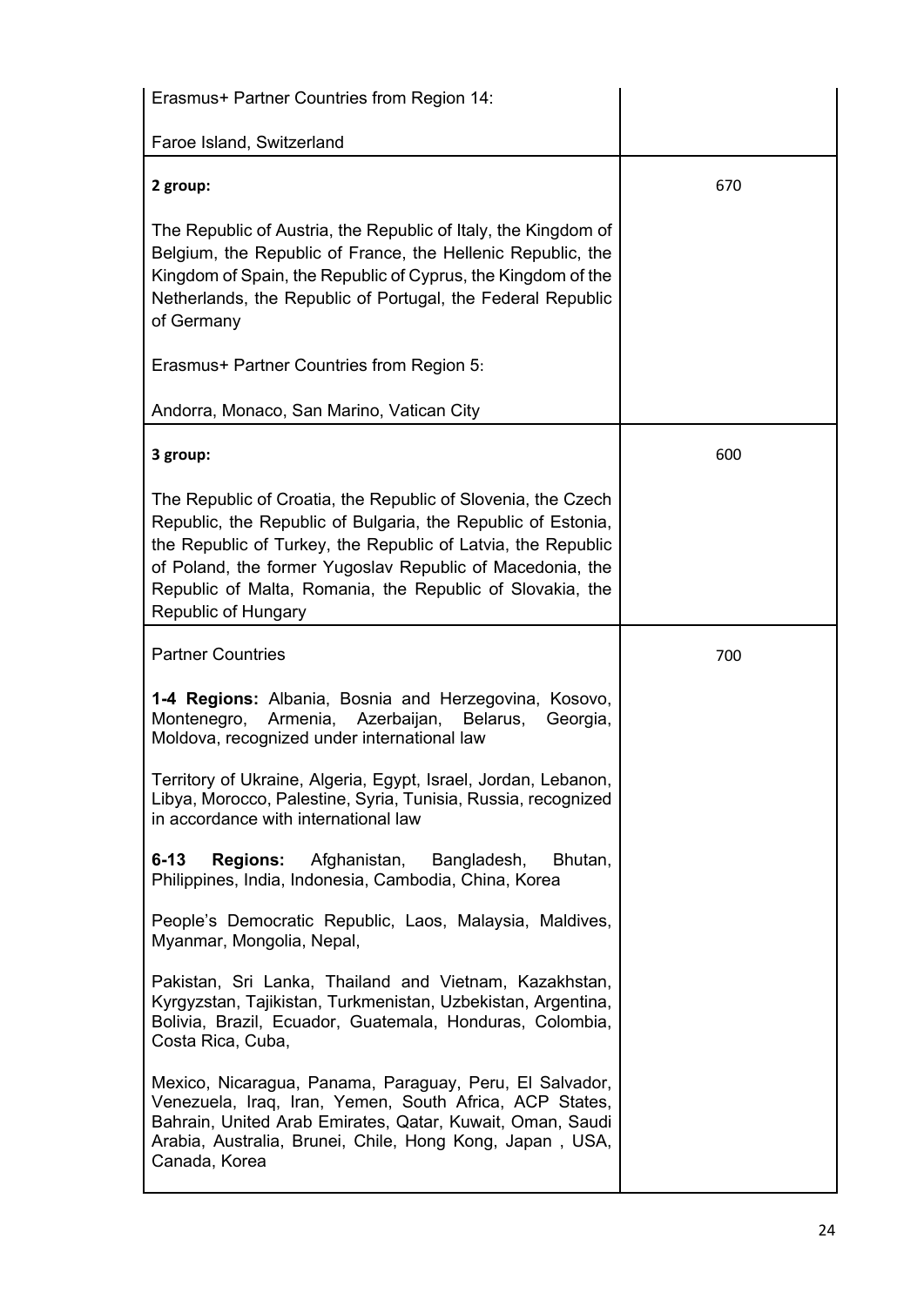| | |
|---|---|
| Erasmus+ Partner Countries from Region 14:<br><br>Faroe Island, Switzerland | |
| **2 group:**<br><br>The Republic of Austria, the Republic of Italy, the Kingdom of Belgium, the Republic of France, the Hellenic Republic, the Kingdom of Spain, the Republic of Cyprus, the Kingdom of the Netherlands, the Republic of Portugal, the Federal Republic of Germany<br><br>Erasmus+ Partner Countries from Region 5:<br><br>Andorra, Monaco, San Marino, Vatican City | 670 |
| **3 group:**<br><br>The Republic of Croatia, the Republic of Slovenia, the Czech Republic, the Republic of Bulgaria, the Republic of Estonia, the Republic of Turkey, the Republic of Latvia, the Republic of Poland, the former Yugoslav Republic of Macedonia, the Republic of Malta, Romania, the Republic of Slovakia, the Republic of Hungary | 600 |
| Partner Countries<br><br>**1-4 Regions:** Albania, Bosnia and Herzegovina, Kosovo, Montenegro, Armenia, Azerbaijan, Belarus, Georgia, Moldova, recognized under international law<br><br>Territory of Ukraine, Algeria, Egypt, Israel, Jordan, Lebanon, Libya, Morocco, Palestine, Syria, Tunisia, Russia, recognized in accordance with international law<br><br>**6-13 Regions:** Afghanistan, Bangladesh, Bhutan, Philippines, India, Indonesia, Cambodia, China, Korea<br><br>People's Democratic Republic, Laos, Malaysia, Maldives, Myanmar, Mongolia, Nepal,<br><br>Pakistan, Sri Lanka, Thailand and Vietnam, Kazakhstan, Kyrgyzstan, Tajikistan, Turkmenistan, Uzbekistan, Argentina, Bolivia, Brazil, Ecuador, Guatemala, Honduras, Colombia, Costa Rica, Cuba,<br><br>Mexico, Nicaragua, Panama, Paraguay, Peru, El Salvador, Venezuela, Iraq, Iran, Yemen, South Africa, ACP States, Bahrain, United Arab Emirates, Qatar, Kuwait, Oman, Saudi Arabia, Australia, Brunei, Chile, Hong Kong, Japan , USA, Canada, Korea | 700 |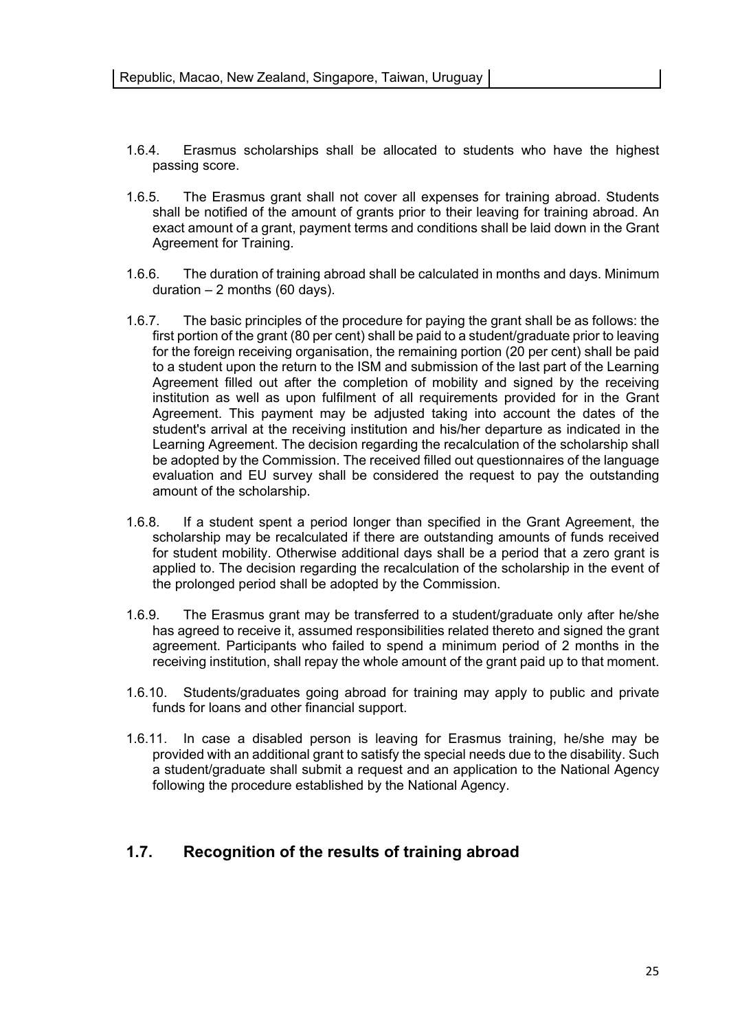| Republic, Macao, New Zealand, Singapore, Taiwan, Uruguay | |
|---|---|

1.6.4. Erasmus scholarships shall be allocated to students who have the highest passing score.

1.6.5. The Erasmus grant shall not cover all expenses for training abroad. Students shall be notified of the amount of grants prior to their leaving for training abroad. An exact amount of a grant, payment terms and conditions shall be laid down in the Grant Agreement for Training.

1.6.6. The duration of training abroad shall be calculated in months and days. Minimum duration – 2 months (60 days).

1.6.7. The basic principles of the procedure for paying the grant shall be as follows: the first portion of the grant (80 per cent) shall be paid to a student/graduate prior to leaving for the foreign receiving organisation, the remaining portion (20 per cent) shall be paid to a student upon the return to the ISM and submission of the last part of the Learning Agreement filled out after the completion of mobility and signed by the receiving institution as well as upon fulfilment of all requirements provided for in the Grant Agreement. This payment may be adjusted taking into account the dates of the student's arrival at the receiving institution and his/her departure as indicated in the Learning Agreement. The decision regarding the recalculation of the scholarship shall be adopted by the Commission. The received filled out questionnaires of the language evaluation and EU survey shall be considered the request to pay the outstanding amount of the scholarship.

1.6.8. If a student spent a period longer than specified in the Grant Agreement, the scholarship may be recalculated if there are outstanding amounts of funds received for student mobility. Otherwise additional days shall be a period that a zero grant is applied to. The decision regarding the recalculation of the scholarship in the event of the prolonged period shall be adopted by the Commission.

1.6.9. The Erasmus grant may be transferred to a student/graduate only after he/she has agreed to receive it, assumed responsibilities related thereto and signed the grant agreement. Participants who failed to spend a minimum period of 2 months in the receiving institution, shall repay the whole amount of the grant paid up to that moment.

1.6.10. Students/graduates going abroad for training may apply to public and private funds for loans and other financial support.

1.6.11. In case a disabled person is leaving for Erasmus training, he/she may be provided with an additional grant to satisfy the special needs due to the disability. Such a student/graduate shall submit a request and an application to the National Agency following the procedure established by the National Agency.

## 1.7. Recognition of the results of training abroad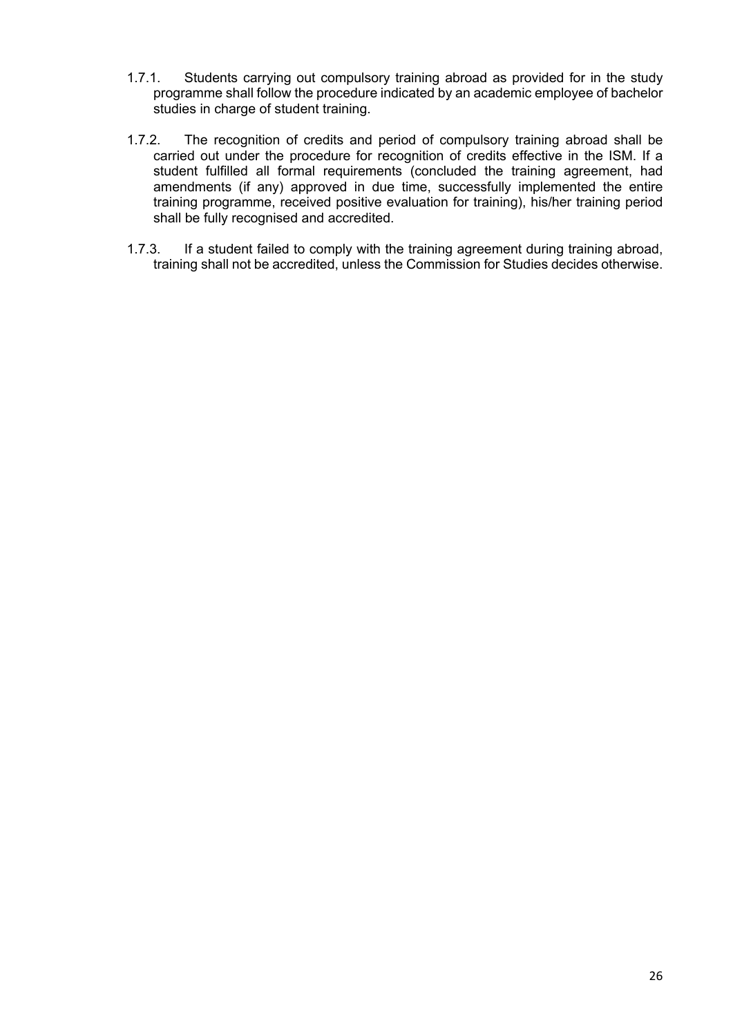1.7.1. Students carrying out compulsory training abroad as provided for in the study programme shall follow the procedure indicated by an academic employee of bachelor studies in charge of student training.

1.7.2. The recognition of credits and period of compulsory training abroad shall be carried out under the procedure for recognition of credits effective in the ISM. If a student fulfilled all formal requirements (concluded the training agreement, had amendments (if any) approved in due time, successfully implemented the entire training programme, received positive evaluation for training), his/her training period shall be fully recognised and accredited.

1.7.3. If a student failed to comply with the training agreement during training abroad, training shall not be accredited, unless the Commission for Studies decides otherwise.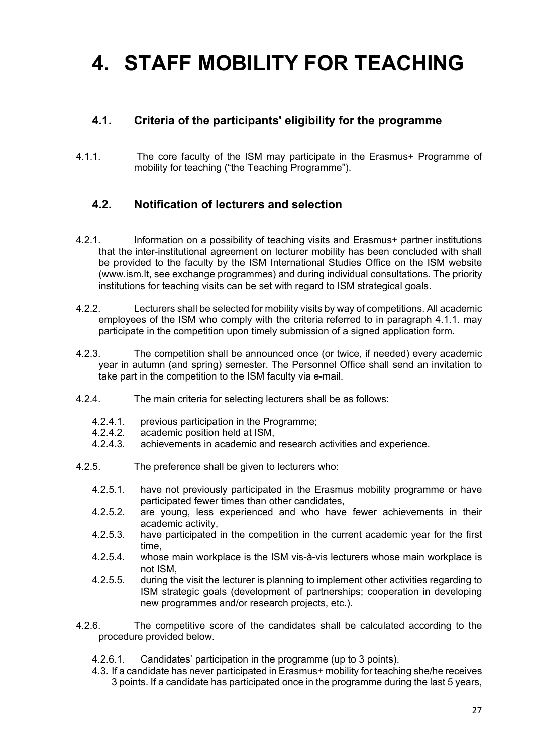# 4. STAFF MOBILITY FOR TEACHING

## 4.1. Criteria of the participants' eligibility for the programme

4.1.1. The core faculty of the ISM may participate in the Erasmus+ Programme of mobility for teaching ("the Teaching Programme").

## 4.2. Notification of lecturers and selection

4.2.1. Information on a possibility of teaching visits and Erasmus+ partner institutions that the inter-institutional agreement on lecturer mobility has been concluded with shall be provided to the faculty by the ISM International Studies Office on the ISM website (www.ism.lt, see exchange programmes) and during individual consultations. The priority institutions for teaching visits can be set with regard to ISM strategical goals.

4.2.2. Lecturers shall be selected for mobility visits by way of competitions. All academic employees of the ISM who comply with the criteria referred to in paragraph 4.1.1. may participate in the competition upon timely submission of a signed application form.

4.2.3. The competition shall be announced once (or twice, if needed) every academic year in autumn (and spring) semester. The Personnel Office shall send an invitation to take part in the competition to the ISM faculty via e-mail.

4.2.4. The main criteria for selecting lecturers shall be as follows:

- 4.2.4.1. previous participation in the Programme;
- 4.2.4.2. academic position held at ISM,
- 4.2.4.3. achievements in academic and research activities and experience.

4.2.5. The preference shall be given to lecturers who:

- 4.2.5.1. have not previously participated in the Erasmus mobility programme or have participated fewer times than other candidates,
- 4.2.5.2. are young, less experienced and who have fewer achievements in their academic activity,
- 4.2.5.3. have participated in the competition in the current academic year for the first time,
- 4.2.5.4. whose main workplace is the ISM vis-à-vis lecturers whose main workplace is not ISM,
- 4.2.5.5. during the visit the lecturer is planning to implement other activities regarding to ISM strategic goals (development of partnerships; cooperation in developing new programmes and/or research projects, etc.).

4.2.6. The competitive score of the candidates shall be calculated according to the procedure provided below.

- 4.2.6.1. Candidates' participation in the programme (up to 3 points).

4.3. If a candidate has never participated in Erasmus+ mobility for teaching she/he receives 3 points. If a candidate has participated once in the programme during the last 5 years,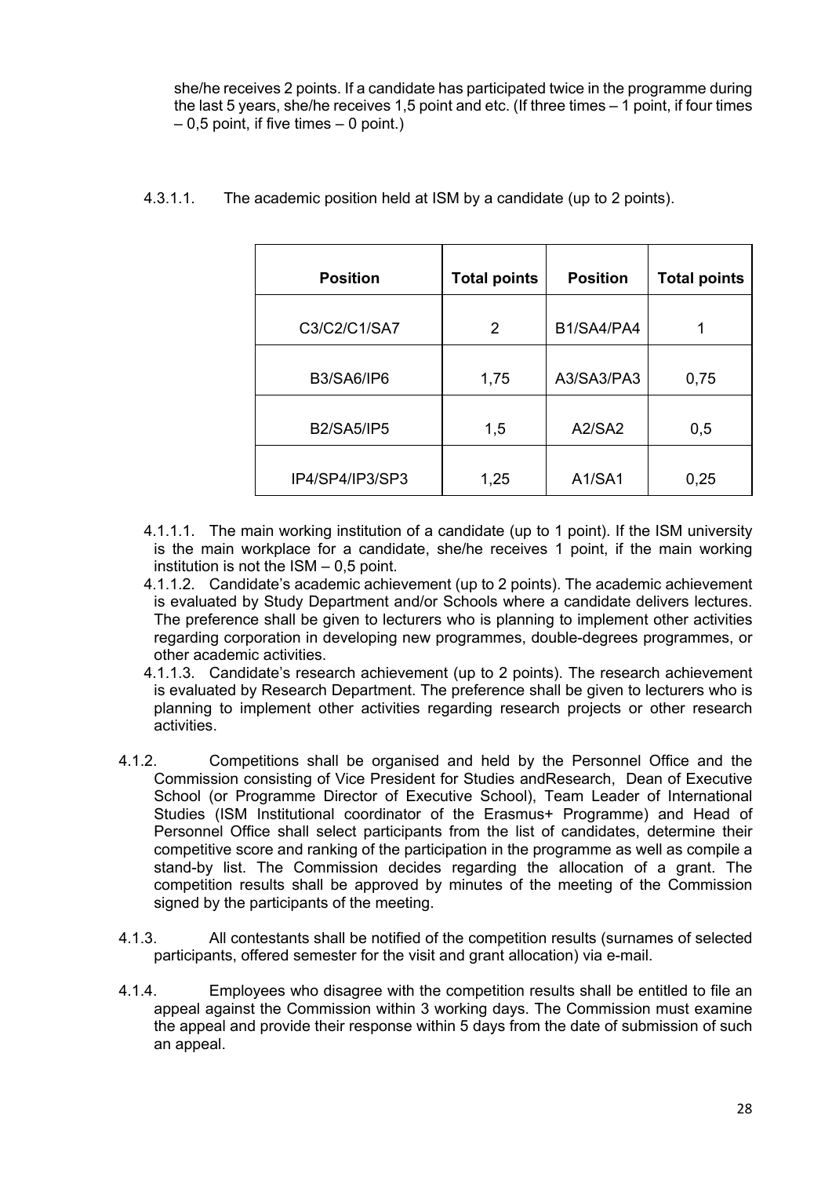she/he receives 2 points. If a candidate has participated twice in the programme during the last 5 years, she/he receives 1,5 point and etc. (If three times – 1 point, if four times – 0,5 point, if five times – 0 point.)

4.3.1.1. The academic position held at ISM by a candidate (up to 2 points).

| Position | Total points | Position | Total points |
|---|---|---|---|
| C3/C2/C1/SA7 | 2 | B1/SA4/PA4 | 1 |
| B3/SA6/IP6 | 1,75 | A3/SA3/PA3 | 0,75 |
| B2/SA5/IP5 | 1,5 | A2/SA2 | 0,5 |
| IP4/SP4/IP3/SP3 | 1,25 | A1/SA1 | 0,25 |

4.1.1.1. The main working institution of a candidate (up to 1 point). If the ISM university is the main workplace for a candidate, she/he receives 1 point, if the main working institution is not the ISM – 0,5 point.

4.1.1.2. Candidate's academic achievement (up to 2 points). The academic achievement is evaluated by Study Department and/or Schools where a candidate delivers lectures. The preference shall be given to lecturers who is planning to implement other activities regarding corporation in developing new programmes, double-degrees programmes, or other academic activities.

4.1.1.3. Candidate's research achievement (up to 2 points). The research achievement is evaluated by Research Department. The preference shall be given to lecturers who is planning to implement other activities regarding research projects or other research activities.

4.1.2. Competitions shall be organised and held by the Personnel Office and the Commission consisting of Vice President for Studies andResearch, Dean of Executive School (or Programme Director of Executive School), Team Leader of International Studies (ISM Institutional coordinator of the Erasmus+ Programme) and Head of Personnel Office shall select participants from the list of candidates, determine their competitive score and ranking of the participation in the programme as well as compile a stand-by list. The Commission decides regarding the allocation of a grant. The competition results shall be approved by minutes of the meeting of the Commission signed by the participants of the meeting.

4.1.3. All contestants shall be notified of the competition results (surnames of selected participants, offered semester for the visit and grant allocation) via e-mail.

4.1.4. Employees who disagree with the competition results shall be entitled to file an appeal against the Commission within 3 working days. The Commission must examine the appeal and provide their response within 5 days from the date of submission of such an appeal.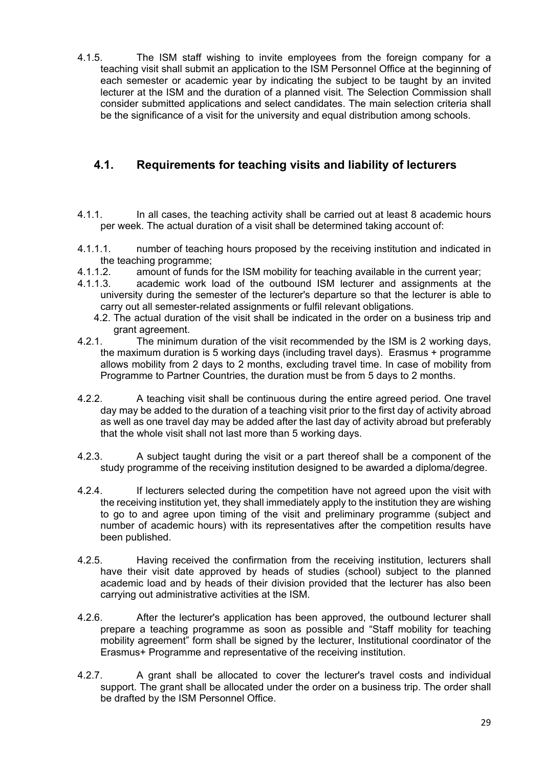4.1.5. The ISM staff wishing to invite employees from the foreign company for a teaching visit shall submit an application to the ISM Personnel Office at the beginning of each semester or academic year by indicating the subject to be taught by an invited lecturer at the ISM and the duration of a planned visit. The Selection Commission shall consider submitted applications and select candidates. The main selection criteria shall be the significance of a visit for the university and equal distribution among schools.

## 4.1. Requirements for teaching visits and liability of lecturers

4.1.1. In all cases, the teaching activity shall be carried out at least 8 academic hours per week. The actual duration of a visit shall be determined taking account of:

4.1.1.1. number of teaching hours proposed by the receiving institution and indicated in the teaching programme;

4.1.1.2. amount of funds for the ISM mobility for teaching available in the current year;

4.1.1.3. academic work load of the outbound ISM lecturer and assignments at the university during the semester of the lecturer's departure so that the lecturer is able to carry out all semester-related assignments or fulfil relevant obligations.

4.2. The actual duration of the visit shall be indicated in the order on a business trip and grant agreement.

4.2.1. The minimum duration of the visit recommended by the ISM is 2 working days, the maximum duration is 5 working days (including travel days). Erasmus + programme allows mobility from 2 days to 2 months, excluding travel time. In case of mobility from Programme to Partner Countries, the duration must be from 5 days to 2 months.

4.2.2. A teaching visit shall be continuous during the entire agreed period. One travel day may be added to the duration of a teaching visit prior to the first day of activity abroad as well as one travel day may be added after the last day of activity abroad but preferably that the whole visit shall not last more than 5 working days.

4.2.3. A subject taught during the visit or a part thereof shall be a component of the study programme of the receiving institution designed to be awarded a diploma/degree.

4.2.4. If lecturers selected during the competition have not agreed upon the visit with the receiving institution yet, they shall immediately apply to the institution they are wishing to go to and agree upon timing of the visit and preliminary programme (subject and number of academic hours) with its representatives after the competition results have been published.

4.2.5. Having received the confirmation from the receiving institution, lecturers shall have their visit date approved by heads of studies (school) subject to the planned academic load and by heads of their division provided that the lecturer has also been carrying out administrative activities at the ISM.

4.2.6. After the lecturer's application has been approved, the outbound lecturer shall prepare a teaching programme as soon as possible and "Staff mobility for teaching mobility agreement" form shall be signed by the lecturer, Institutional coordinator of the Erasmus+ Programme and representative of the receiving institution.

4.2.7. A grant shall be allocated to cover the lecturer's travel costs and individual support. The grant shall be allocated under the order on a business trip. The order shall be drafted by the ISM Personnel Office.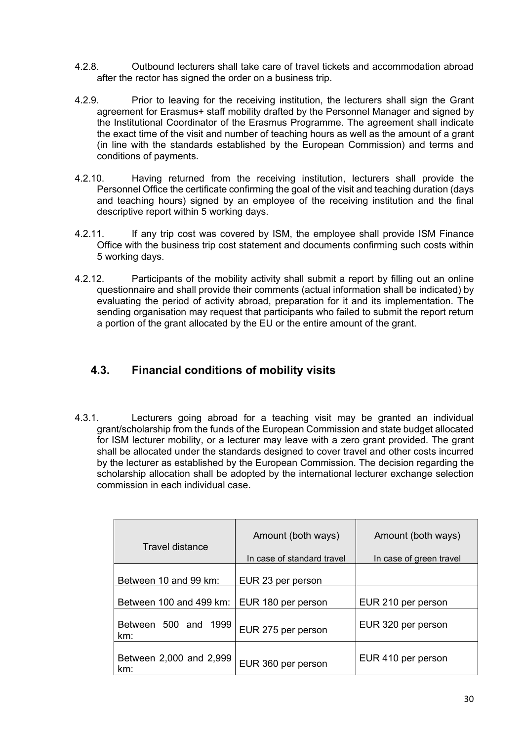4.2.8. Outbound lecturers shall take care of travel tickets and accommodation abroad after the rector has signed the order on a business trip.

4.2.9. Prior to leaving for the receiving institution, the lecturers shall sign the Grant agreement for Erasmus+ staff mobility drafted by the Personnel Manager and signed by the Institutional Coordinator of the Erasmus Programme. The agreement shall indicate the exact time of the visit and number of teaching hours as well as the amount of a grant (in line with the standards established by the European Commission) and terms and conditions of payments.

4.2.10. Having returned from the receiving institution, lecturers shall provide the Personnel Office the certificate confirming the goal of the visit and teaching duration (days and teaching hours) signed by an employee of the receiving institution and the final descriptive report within 5 working days.

4.2.11. If any trip cost was covered by ISM, the employee shall provide ISM Finance Office with the business trip cost statement and documents confirming such costs within 5 working days.

4.2.12. Participants of the mobility activity shall submit a report by filling out an online questionnaire and shall provide their comments (actual information shall be indicated) by evaluating the period of activity abroad, preparation for it and its implementation. The sending organisation may request that participants who failed to submit the report return a portion of the grant allocated by the EU or the entire amount of the grant.

## 4.3. Financial conditions of mobility visits

4.3.1. Lecturers going abroad for a teaching visit may be granted an individual grant/scholarship from the funds of the European Commission and state budget allocated for ISM lecturer mobility, or a lecturer may leave with a zero grant provided. The grant shall be allocated under the standards designed to cover travel and other costs incurred by the lecturer as established by the European Commission. The decision regarding the scholarship allocation shall be adopted by the international lecturer exchange selection commission in each individual case.

| Travel distance | Amount (both ways) In case of standard travel | Amount (both ways) In case of green travel |
|---|---|---|
| Between 10 and 99 km: | EUR 23 per person | |
| Between 100 and 499 km: | EUR 180 per person | EUR 210 per person |
| Between 500 and 1999 km: | EUR 275 per person | EUR 320 per person |
| Between 2,000 and 2,999 km: | EUR 360 per person | EUR 410 per person |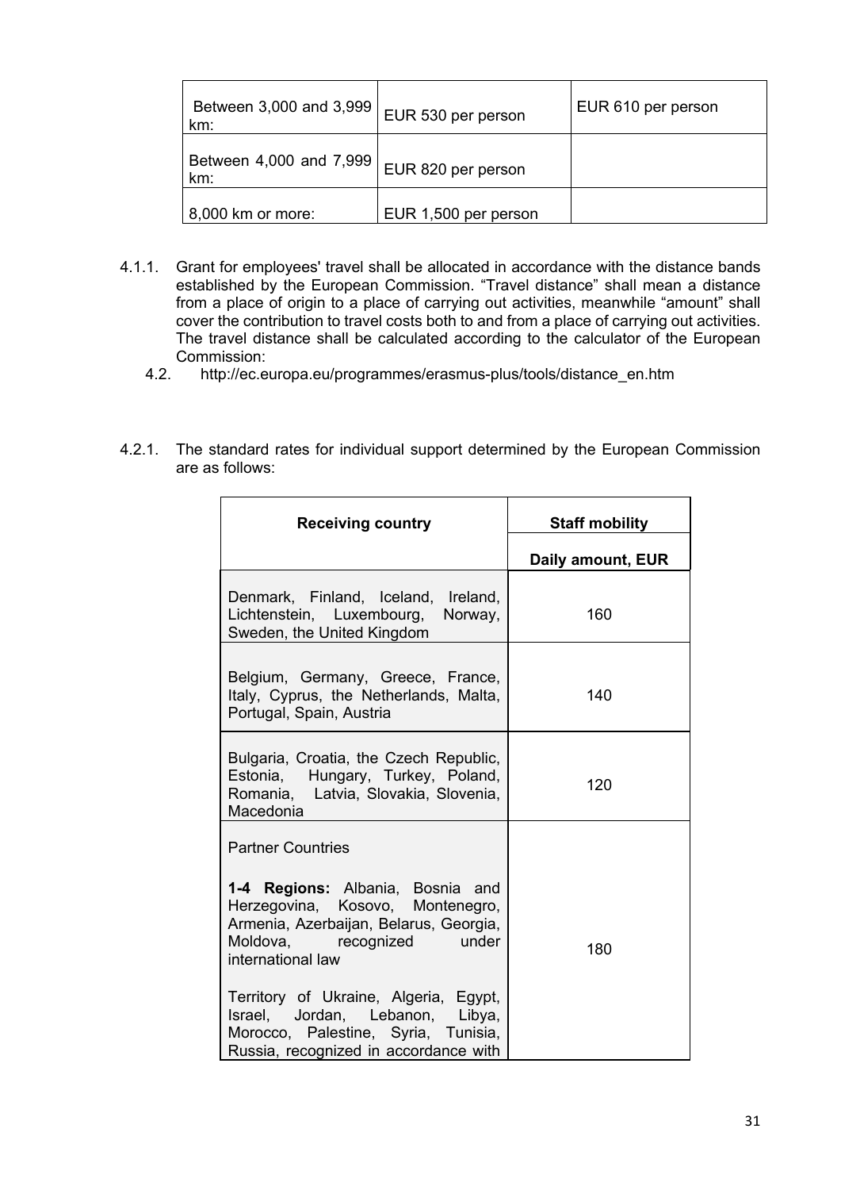| Between 3,000 and 3,999 km: | EUR 530 per person | EUR 610 per person |
|---|---|---|
| Between 4,000 and 7,999 km: | EUR 820 per person | |
| 8,000 km or more: | EUR 1,500 per person | |

4.1.1. Grant for employees' travel shall be allocated in accordance with the distance bands established by the European Commission. "Travel distance" shall mean a distance from a place of origin to a place of carrying out activities, meanwhile "amount" shall cover the contribution to travel costs both to and from a place of carrying out activities. The travel distance shall be calculated according to the calculator of the European Commission:

4.2. http://ec.europa.eu/programmes/erasmus-plus/tools/distance_en.htm

4.2.1. The standard rates for individual support determined by the European Commission are as follows:

| **Receiving country** | **Staff mobility** |
|---|---|
| | **Daily amount, EUR** |
| Denmark, Finland, Iceland, Ireland, Lichtenstein, Luxembourg, Norway, Sweden, the United Kingdom | 160 |
| Belgium, Germany, Greece, France, Italy, Cyprus, the Netherlands, Malta, Portugal, Spain, Austria | 140 |
| Bulgaria, Croatia, the Czech Republic, Estonia, Hungary, Turkey, Poland, Romania, Latvia, Slovakia, Slovenia, Macedonia | 120 |
| Partner Countries<br><br>**1-4 Regions:** Albania, Bosnia and Herzegovina, Kosovo, Montenegro, Armenia, Azerbaijan, Belarus, Georgia, Moldova, recognized under international law<br><br>Territory of Ukraine, Algeria, Egypt, Israel, Jordan, Lebanon, Libya, Morocco, Palestine, Syria, Tunisia, Russia, recognized in accordance with | 180 |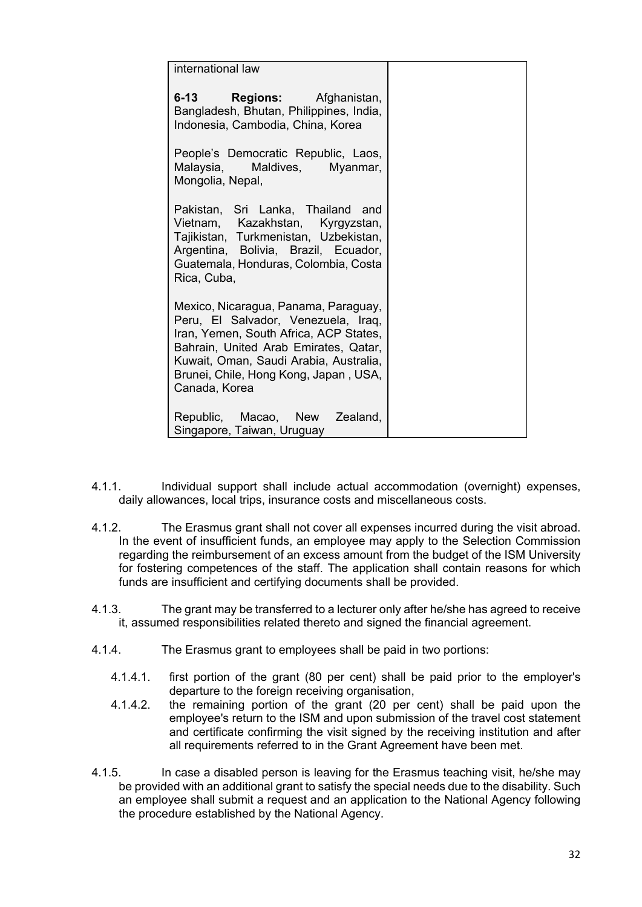| international law<br><br>**6-13 Regions:** Afghanistan, Bangladesh, Bhutan, Philippines, India, Indonesia, Cambodia, China, Korea<br><br>People's Democratic Republic, Laos, Malaysia, Maldives, Myanmar, Mongolia, Nepal,<br><br>Pakistan, Sri Lanka, Thailand and Vietnam, Kazakhstan, Kyrgyzstan, Tajikistan, Turkmenistan, Uzbekistan, Argentina, Bolivia, Brazil, Ecuador, Guatemala, Honduras, Colombia, Costa Rica, Cuba,<br><br>Mexico, Nicaragua, Panama, Paraguay, Peru, El Salvador, Venezuela, Iraq, Iran, Yemen, South Africa, ACP States, Bahrain, United Arab Emirates, Qatar, Kuwait, Oman, Saudi Arabia, Australia, Brunei, Chile, Hong Kong, Japan , USA, Canada, Korea<br><br>Republic, Macao, New Zealand, Singapore, Taiwan, Uruguay | |
|---|---|

4.1.1. Individual support shall include actual accommodation (overnight) expenses, daily allowances, local trips, insurance costs and miscellaneous costs.

4.1.2. The Erasmus grant shall not cover all expenses incurred during the visit abroad. In the event of insufficient funds, an employee may apply to the Selection Commission regarding the reimbursement of an excess amount from the budget of the ISM University for fostering competences of the staff. The application shall contain reasons for which funds are insufficient and certifying documents shall be provided.

4.1.3. The grant may be transferred to a lecturer only after he/she has agreed to receive it, assumed responsibilities related thereto and signed the financial agreement.

4.1.4. The Erasmus grant to employees shall be paid in two portions:

4.1.4.1. first portion of the grant (80 per cent) shall be paid prior to the employer's departure to the foreign receiving organisation,

4.1.4.2. the remaining portion of the grant (20 per cent) shall be paid upon the employee's return to the ISM and upon submission of the travel cost statement and certificate confirming the visit signed by the receiving institution and after all requirements referred to in the Grant Agreement have been met.

4.1.5. In case a disabled person is leaving for the Erasmus teaching visit, he/she may be provided with an additional grant to satisfy the special needs due to the disability. Such an employee shall submit a request and an application to the National Agency following the procedure established by the National Agency.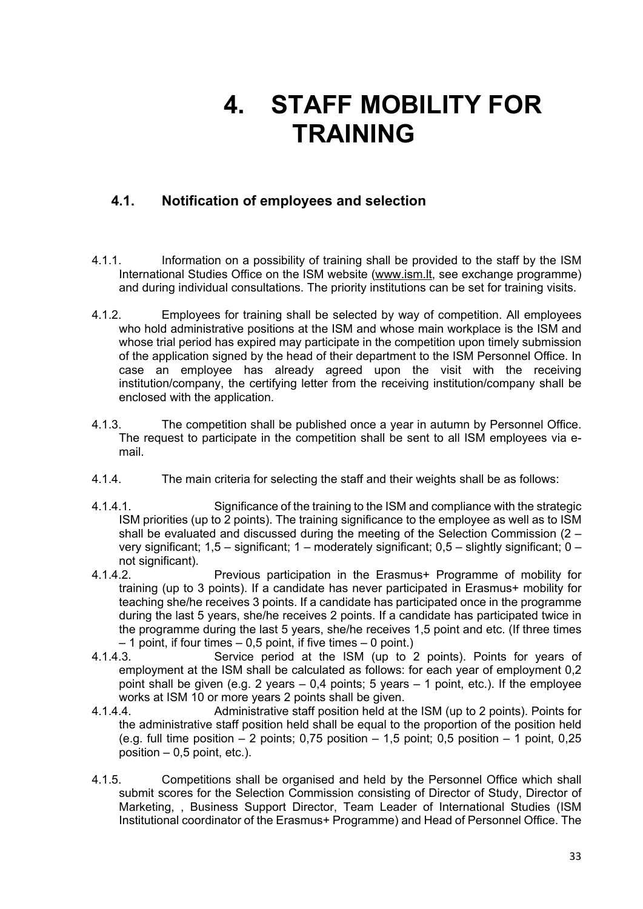# 4. STAFF MOBILITY FOR TRAINING

## 4.1. Notification of employees and selection

4.1.1. Information on a possibility of training shall be provided to the staff by the ISM International Studies Office on the ISM website (www.ism.lt, see exchange programme) and during individual consultations. The priority institutions can be set for training visits.

4.1.2. Employees for training shall be selected by way of competition. All employees who hold administrative positions at the ISM and whose main workplace is the ISM and whose trial period has expired may participate in the competition upon timely submission of the application signed by the head of their department to the ISM Personnel Office. In case an employee has already agreed upon the visit with the receiving institution/company, the certifying letter from the receiving institution/company shall be enclosed with the application.

4.1.3. The competition shall be published once a year in autumn by Personnel Office. The request to participate in the competition shall be sent to all ISM employees via e-mail.

4.1.4. The main criteria for selecting the staff and their weights shall be as follows:

4.1.4.1. Significance of the training to the ISM and compliance with the strategic ISM priorities (up to 2 points). The training significance to the employee as well as to ISM shall be evaluated and discussed during the meeting of the Selection Commission (2 – very significant; 1,5 – significant; 1 – moderately significant; 0,5 – slightly significant; 0 – not significant).

4.1.4.2. Previous participation in the Erasmus+ Programme of mobility for training (up to 3 points). If a candidate has never participated in Erasmus+ mobility for teaching she/he receives 3 points. If a candidate has participated once in the programme during the last 5 years, she/he receives 2 points. If a candidate has participated twice in the programme during the last 5 years, she/he receives 1,5 point and etc. (If three times – 1 point, if four times – 0,5 point, if five times – 0 point.)

4.1.4.3. Service period at the ISM (up to 2 points). Points for years of employment at the ISM shall be calculated as follows: for each year of employment 0,2 point shall be given (e.g. 2 years – 0,4 points; 5 years – 1 point, etc.). If the employee works at ISM 10 or more years 2 points shall be given.

4.1.4.4. Administrative staff position held at the ISM (up to 2 points). Points for the administrative staff position held shall be equal to the proportion of the position held (e.g. full time position – 2 points; 0,75 position – 1,5 point; 0,5 position – 1 point, 0,25 position – 0,5 point, etc.).

4.1.5. Competitions shall be organised and held by the Personnel Office which shall submit scores for the Selection Commission consisting of Director of Study, Director of Marketing, , Business Support Director, Team Leader of International Studies (ISM Institutional coordinator of the Erasmus+ Programme) and Head of Personnel Office. The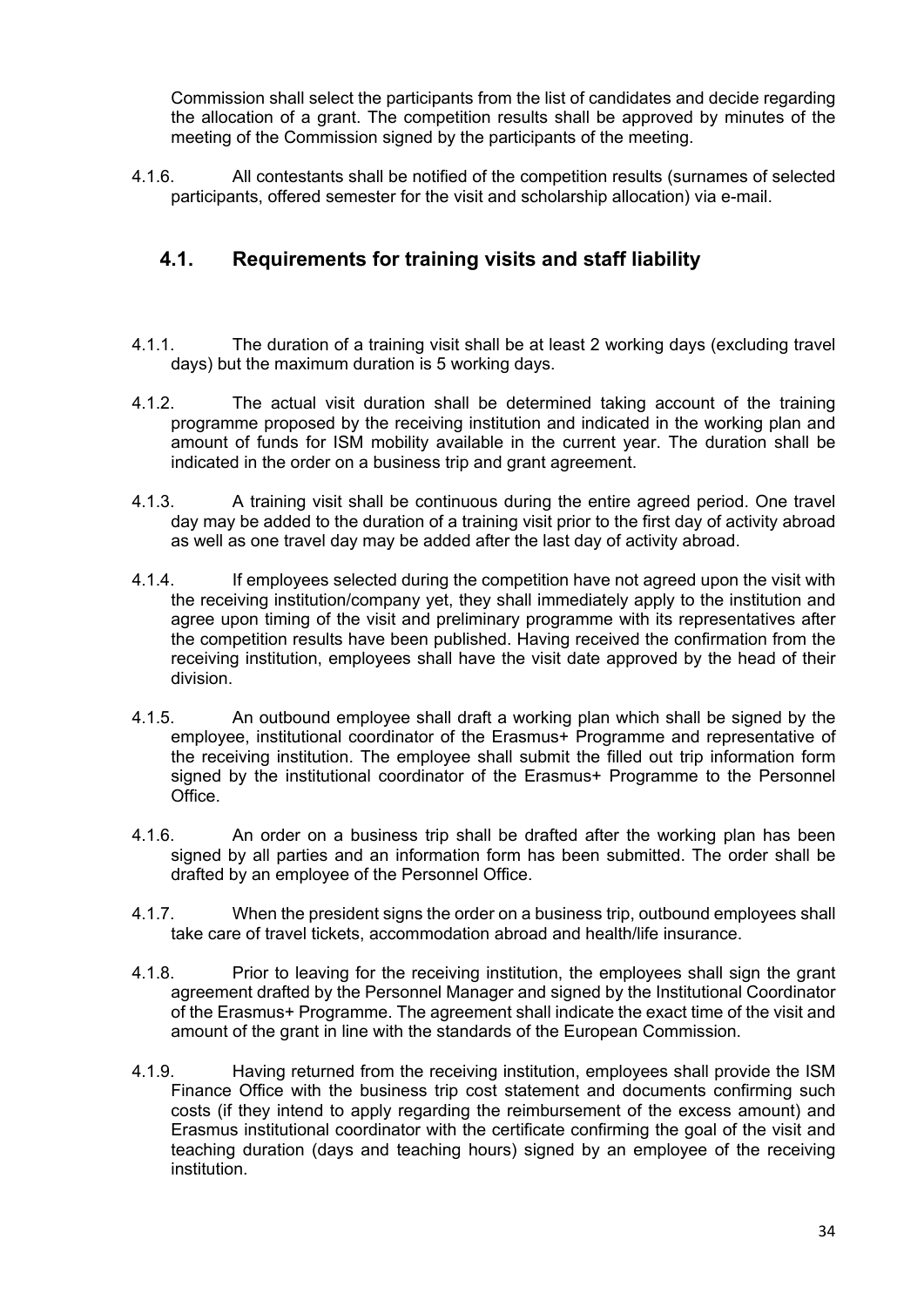Commission shall select the participants from the list of candidates and decide regarding the allocation of a grant. The competition results shall be approved by minutes of the meeting of the Commission signed by the participants of the meeting.

4.1.6. All contestants shall be notified of the competition results (surnames of selected participants, offered semester for the visit and scholarship allocation) via e-mail.

## 4.1. Requirements for training visits and staff liability

4.1.1. The duration of a training visit shall be at least 2 working days (excluding travel days) but the maximum duration is 5 working days.

4.1.2. The actual visit duration shall be determined taking account of the training programme proposed by the receiving institution and indicated in the working plan and amount of funds for ISM mobility available in the current year. The duration shall be indicated in the order on a business trip and grant agreement.

4.1.3. A training visit shall be continuous during the entire agreed period. One travel day may be added to the duration of a training visit prior to the first day of activity abroad as well as one travel day may be added after the last day of activity abroad.

4.1.4. If employees selected during the competition have not agreed upon the visit with the receiving institution/company yet, they shall immediately apply to the institution and agree upon timing of the visit and preliminary programme with its representatives after the competition results have been published. Having received the confirmation from the receiving institution, employees shall have the visit date approved by the head of their division.

4.1.5. An outbound employee shall draft a working plan which shall be signed by the employee, institutional coordinator of the Erasmus+ Programme and representative of the receiving institution. The employee shall submit the filled out trip information form signed by the institutional coordinator of the Erasmus+ Programme to the Personnel Office.

4.1.6. An order on a business trip shall be drafted after the working plan has been signed by all parties and an information form has been submitted. The order shall be drafted by an employee of the Personnel Office.

4.1.7. When the president signs the order on a business trip, outbound employees shall take care of travel tickets, accommodation abroad and health/life insurance.

4.1.8. Prior to leaving for the receiving institution, the employees shall sign the grant agreement drafted by the Personnel Manager and signed by the Institutional Coordinator of the Erasmus+ Programme. The agreement shall indicate the exact time of the visit and amount of the grant in line with the standards of the European Commission.

4.1.9. Having returned from the receiving institution, employees shall provide the ISM Finance Office with the business trip cost statement and documents confirming such costs (if they intend to apply regarding the reimbursement of the excess amount) and Erasmus institutional coordinator with the certificate confirming the goal of the visit and teaching duration (days and teaching hours) signed by an employee of the receiving institution.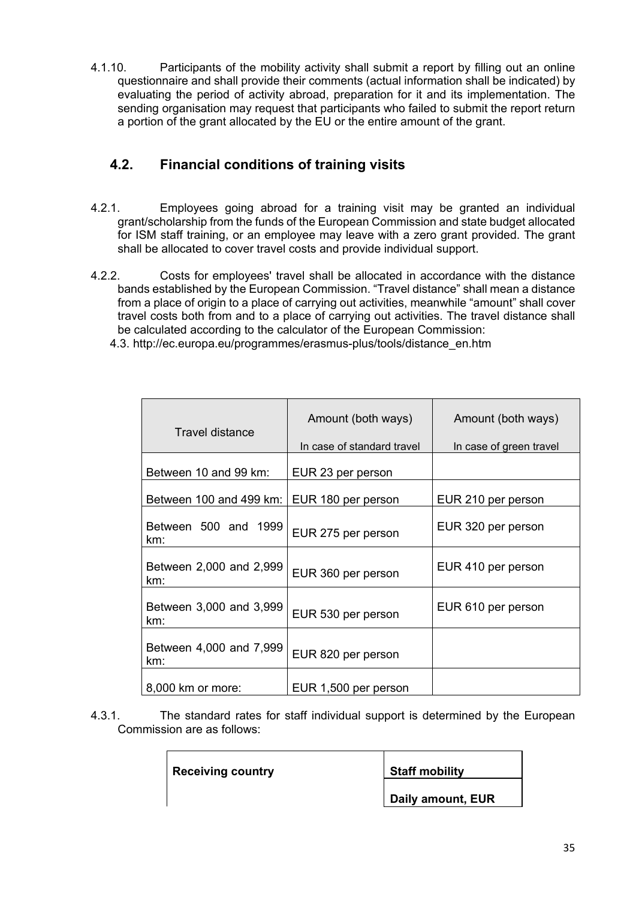4.1.10. Participants of the mobility activity shall submit a report by filling out an online questionnaire and shall provide their comments (actual information shall be indicated) by evaluating the period of activity abroad, preparation for it and its implementation. The sending organisation may request that participants who failed to submit the report return a portion of the grant allocated by the EU or the entire amount of the grant.

## 4.2. Financial conditions of training visits

4.2.1. Employees going abroad for a training visit may be granted an individual grant/scholarship from the funds of the European Commission and state budget allocated for ISM staff training, or an employee may leave with a zero grant provided. The grant shall be allocated to cover travel costs and provide individual support.

4.2.2. Costs for employees' travel shall be allocated in accordance with the distance bands established by the European Commission. "Travel distance" shall mean a distance from a place of origin to a place of carrying out activities, meanwhile "amount" shall cover travel costs both from and to a place of carrying out activities. The travel distance shall be calculated according to the calculator of the European Commission:

4.3. http://ec.europa.eu/programmes/erasmus-plus/tools/distance_en.htm

| Travel distance | Amount (both ways) In case of standard travel | Amount (both ways) In case of green travel |
|---|---|---|
| Between 10 and 99 km: | EUR 23 per person | |
| Between 100 and 499 km: | EUR 180 per person | EUR 210 per person |
| Between 500 and 1999 km: | EUR 275 per person | EUR 320 per person |
| Between 2,000 and 2,999 km: | EUR 360 per person | EUR 410 per person |
| Between 3,000 and 3,999 km: | EUR 530 per person | EUR 610 per person |
| Between 4,000 and 7,999 km: | EUR 820 per person | |
| 8,000 km or more: | EUR 1,500 per person | |

4.3.1. The standard rates for staff individual support is determined by the European Commission are as follows:

| **Receiving country** | **Staff mobility** |
|---|---|
| | **Daily amount, EUR** |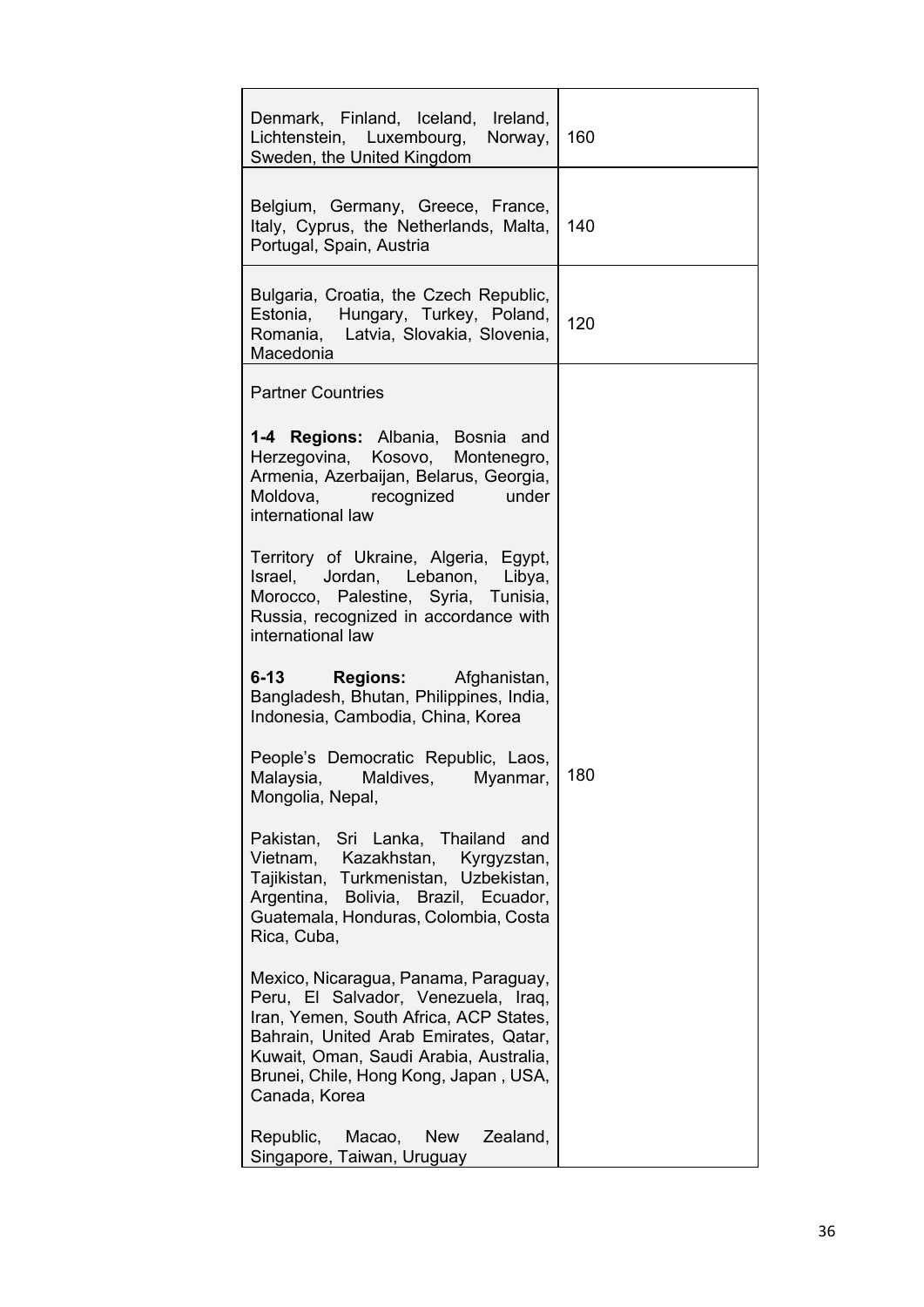| | |
|---|---|
| Denmark, Finland, Iceland, Ireland, Lichtenstein, Luxembourg, Norway, Sweden, the United Kingdom | 160 |
| Belgium, Germany, Greece, France, Italy, Cyprus, the Netherlands, Malta, Portugal, Spain, Austria | 140 |
| Bulgaria, Croatia, the Czech Republic, Estonia, Hungary, Turkey, Poland, Romania, Latvia, Slovakia, Slovenia, Macedonia | 120 |
| Partner Countries<br><br>**1-4 Regions:** Albania, Bosnia and Herzegovina, Kosovo, Montenegro, Armenia, Azerbaijan, Belarus, Georgia, Moldova, recognized under international law<br><br>Territory of Ukraine, Algeria, Egypt, Israel, Jordan, Lebanon, Libya, Morocco, Palestine, Syria, Tunisia, Russia, recognized in accordance with international law<br><br>**6-13 Regions:** Afghanistan, Bangladesh, Bhutan, Philippines, India, Indonesia, Cambodia, China, Korea<br><br>People's Democratic Republic, Laos, Malaysia, Maldives, Myanmar, Mongolia, Nepal,<br><br>Pakistan, Sri Lanka, Thailand and Vietnam, Kazakhstan, Kyrgyzstan, Tajikistan, Turkmenistan, Uzbekistan, Argentina, Bolivia, Brazil, Ecuador, Guatemala, Honduras, Colombia, Costa Rica, Cuba,<br><br>Mexico, Nicaragua, Panama, Paraguay, Peru, El Salvador, Venezuela, Iraq, Iran, Yemen, South Africa, ACP States, Bahrain, United Arab Emirates, Qatar, Kuwait, Oman, Saudi Arabia, Australia, Brunei, Chile, Hong Kong, Japan , USA, Canada, Korea<br><br>Republic, Macao, New Zealand, Singapore, Taiwan, Uruguay | 180 |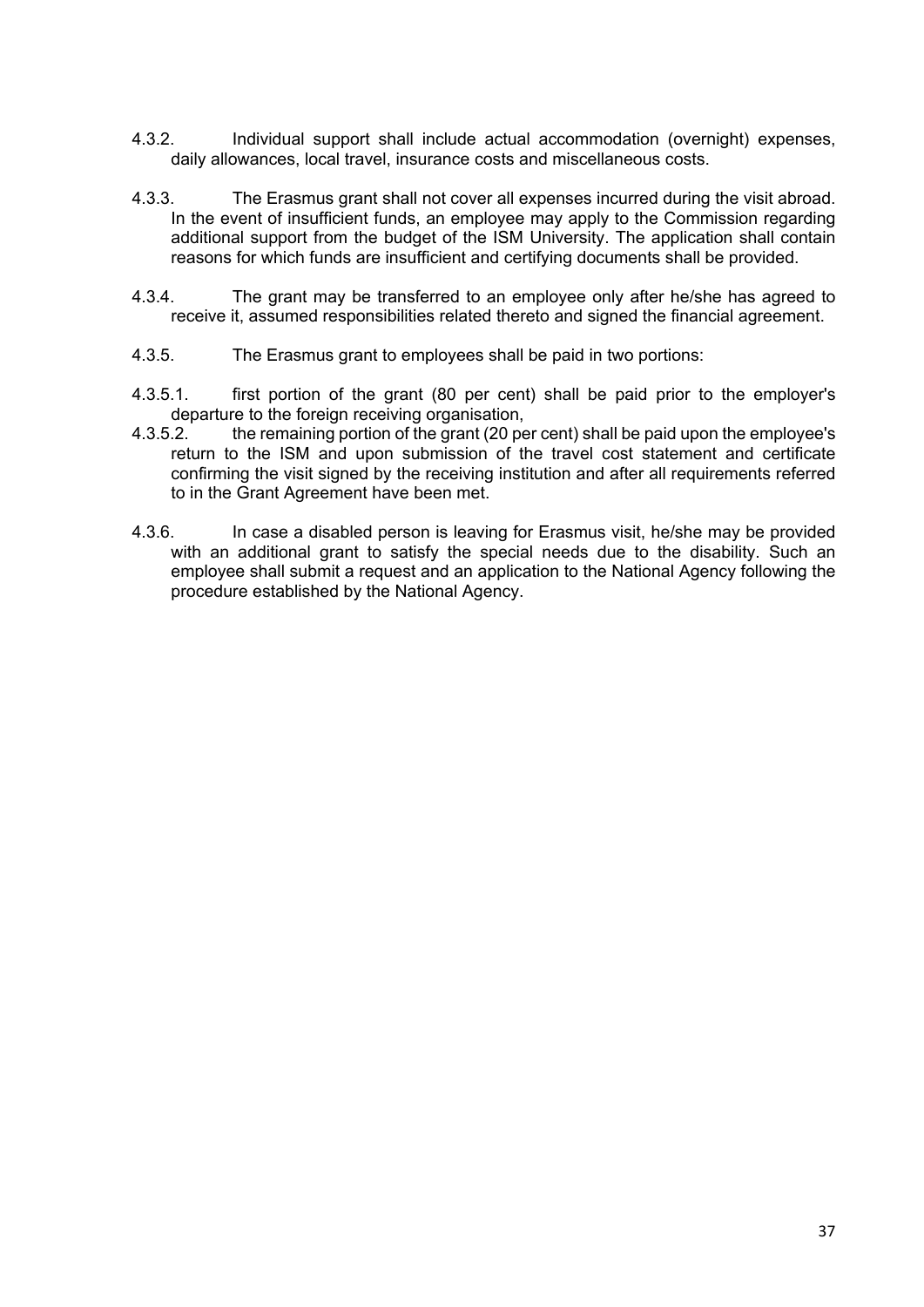4.3.2. Individual support shall include actual accommodation (overnight) expenses, daily allowances, local travel, insurance costs and miscellaneous costs.

4.3.3. The Erasmus grant shall not cover all expenses incurred during the visit abroad. In the event of insufficient funds, an employee may apply to the Commission regarding additional support from the budget of the ISM University. The application shall contain reasons for which funds are insufficient and certifying documents shall be provided.

4.3.4. The grant may be transferred to an employee only after he/she has agreed to receive it, assumed responsibilities related thereto and signed the financial agreement.

4.3.5. The Erasmus grant to employees shall be paid in two portions:

4.3.5.1. first portion of the grant (80 per cent) shall be paid prior to the employer's departure to the foreign receiving organisation,

4.3.5.2. the remaining portion of the grant (20 per cent) shall be paid upon the employee's return to the ISM and upon submission of the travel cost statement and certificate confirming the visit signed by the receiving institution and after all requirements referred to in the Grant Agreement have been met.

4.3.6. In case a disabled person is leaving for Erasmus visit, he/she may be provided with an additional grant to satisfy the special needs due to the disability. Such an employee shall submit a request and an application to the National Agency following the procedure established by the National Agency.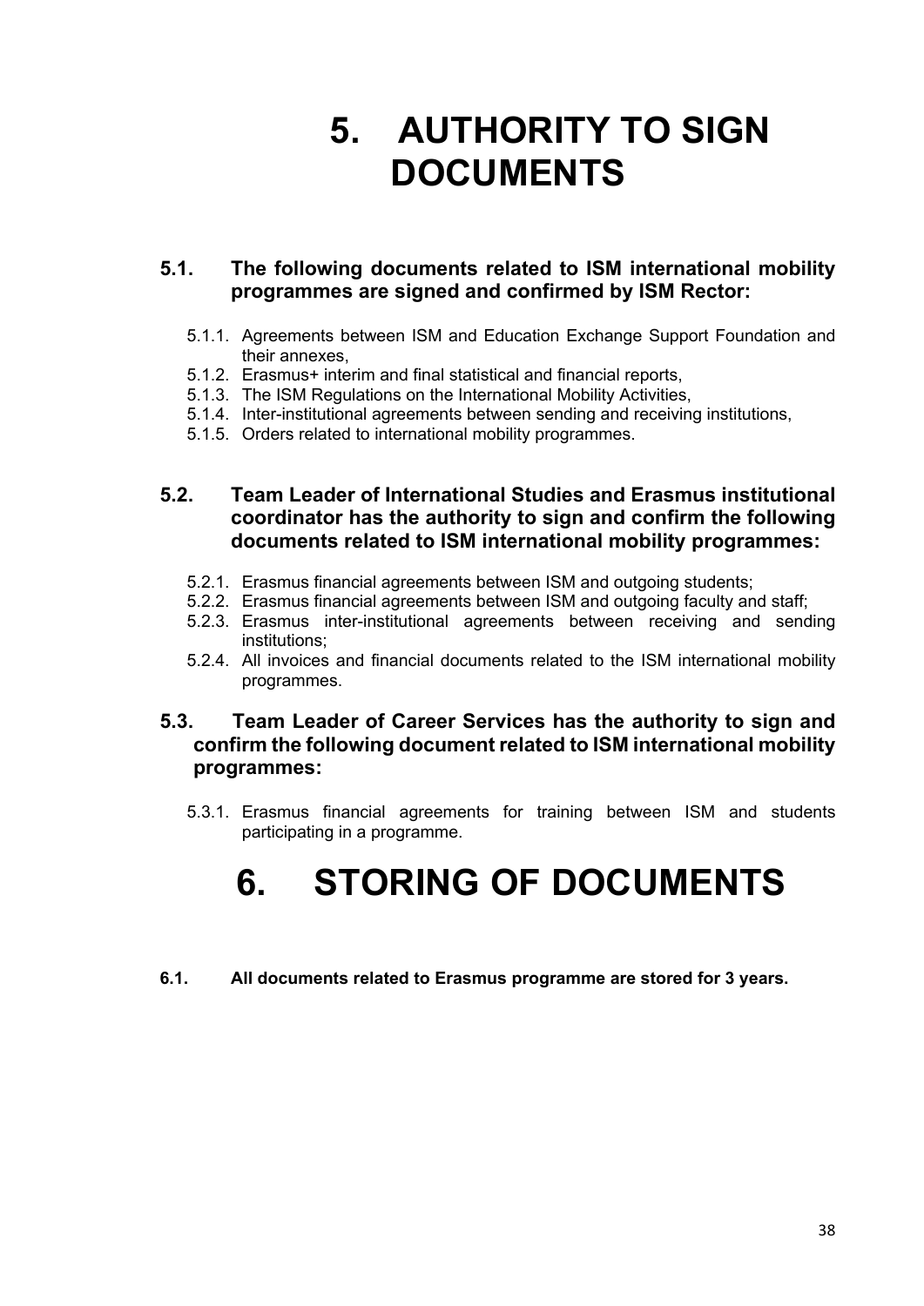# 5. AUTHORITY TO SIGN DOCUMENTS

**5.1. The following documents related to ISM international mobility programmes are signed and confirmed by ISM Rector:**

5.1.1. Agreements between ISM and Education Exchange Support Foundation and their annexes,
5.1.2. Erasmus+ interim and final statistical and financial reports,
5.1.3. The ISM Regulations on the International Mobility Activities,
5.1.4. Inter-institutional agreements between sending and receiving institutions,
5.1.5. Orders related to international mobility programmes.

**5.2. Team Leader of International Studies and Erasmus institutional coordinator has the authority to sign and confirm the following documents related to ISM international mobility programmes:**

5.2.1. Erasmus financial agreements between ISM and outgoing students;
5.2.2. Erasmus financial agreements between ISM and outgoing faculty and staff;
5.2.3. Erasmus inter-institutional agreements between receiving and sending institutions;
5.2.4. All invoices and financial documents related to the ISM international mobility programmes.

**5.3. Team Leader of Career Services has the authority to sign and confirm the following document related to ISM international mobility programmes:**

5.3.1. Erasmus financial agreements for training between ISM and students participating in a programme.

# 6. STORING OF DOCUMENTS

**6.1. All documents related to Erasmus programme are stored for 3 years.**